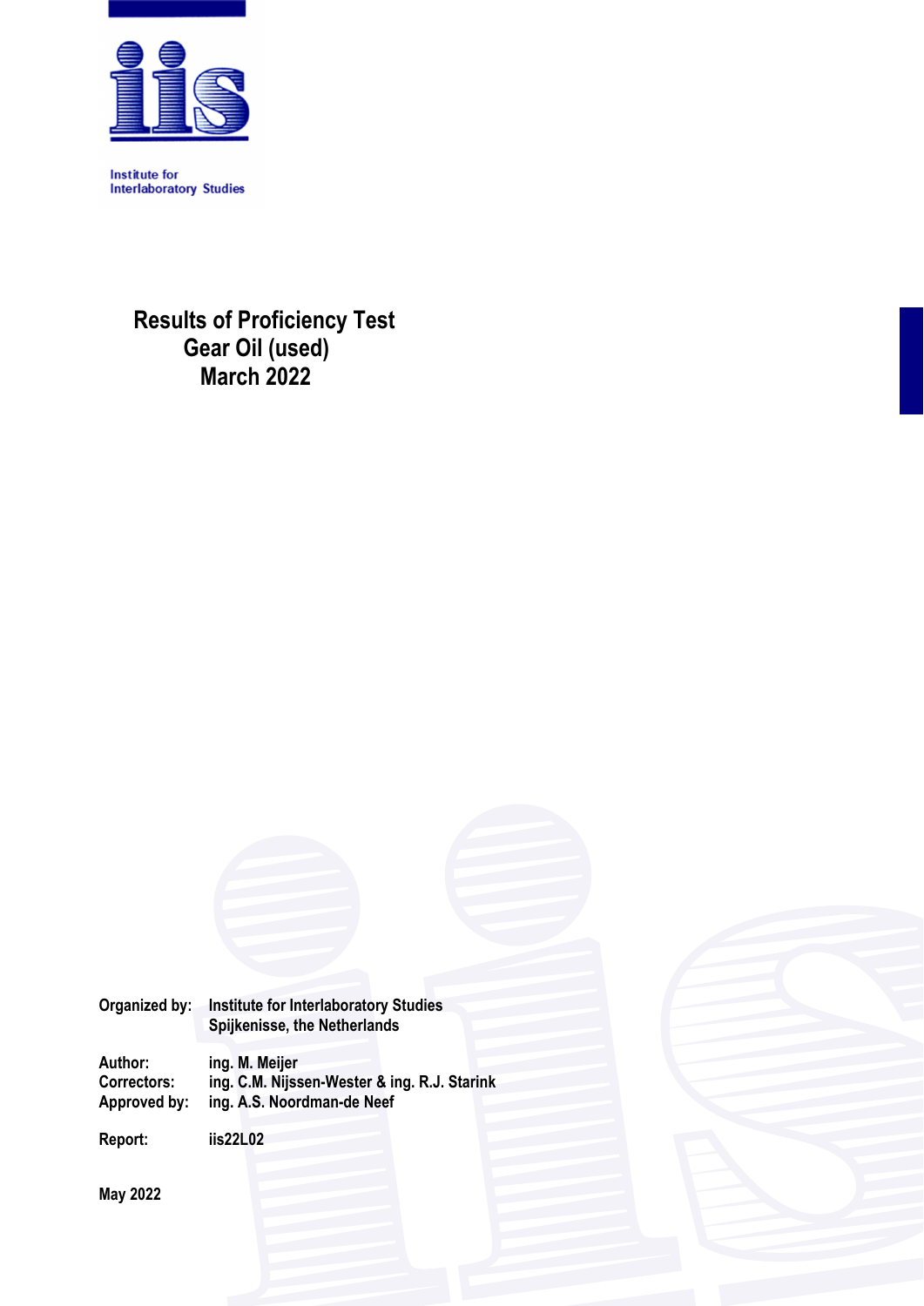Institute for Interlaboratory Studies

# Results of Proficiency Test Gear Oil (used) March 2022

Organized by: Institute for Interlaboratory Studies
Spijkenisse, the Netherlands

Author: ing. M. Meijer
Correctors: ing. C.M. Nijssen-Wester & ing. R.J. Starink
Approved by: ing. A.S. Noordman-de Neef

Report: iis22L02

May 2022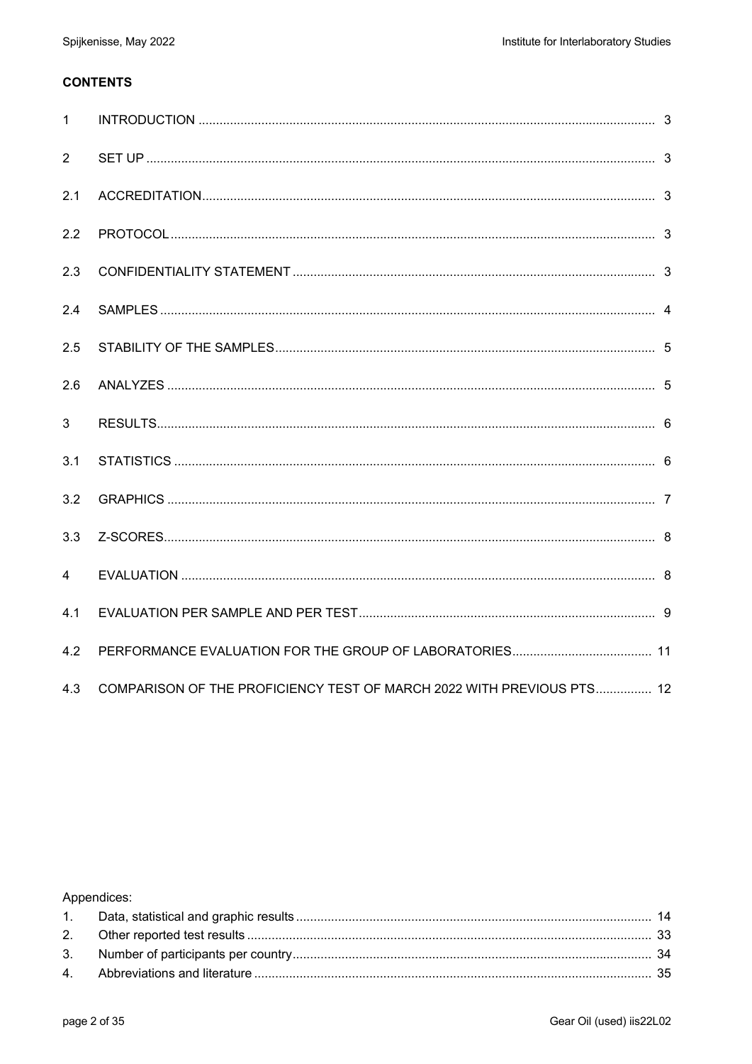**CONTENTS**

| | | |
|---|---|---|
| 1 | INTRODUCTION | 3 |
| 2 | SET UP | 3 |
| 2.1 | ACCREDITATION | 3 |
| 2.2 | PROTOCOL | 3 |
| 2.3 | CONFIDENTIALITY STATEMENT | 3 |
| 2.4 | SAMPLES | 4 |
| 2.5 | STABILITY OF THE SAMPLES | 5 |
| 2.6 | ANALYZES | 5 |
| 3 | RESULTS | 6 |
| 3.1 | STATISTICS | 6 |
| 3.2 | GRAPHICS | 7 |
| 3.3 | Z-SCORES | 8 |
| 4 | EVALUATION | 8 |
| 4.1 | EVALUATION PER SAMPLE AND PER TEST | 9 |
| 4.2 | PERFORMANCE EVALUATION FOR THE GROUP OF LABORATORIES | 11 |
| 4.3 | COMPARISON OF THE PROFICIENCY TEST OF MARCH 2022 WITH PREVIOUS PTS | 12 |

Appendices:

| | | |
|---|---|---|
| 1. | Data, statistical and graphic results | 14 |
| 2. | Other reported test results | 33 |
| 3. | Number of participants per country | 34 |
| 4. | Abbreviations and literature | 35 |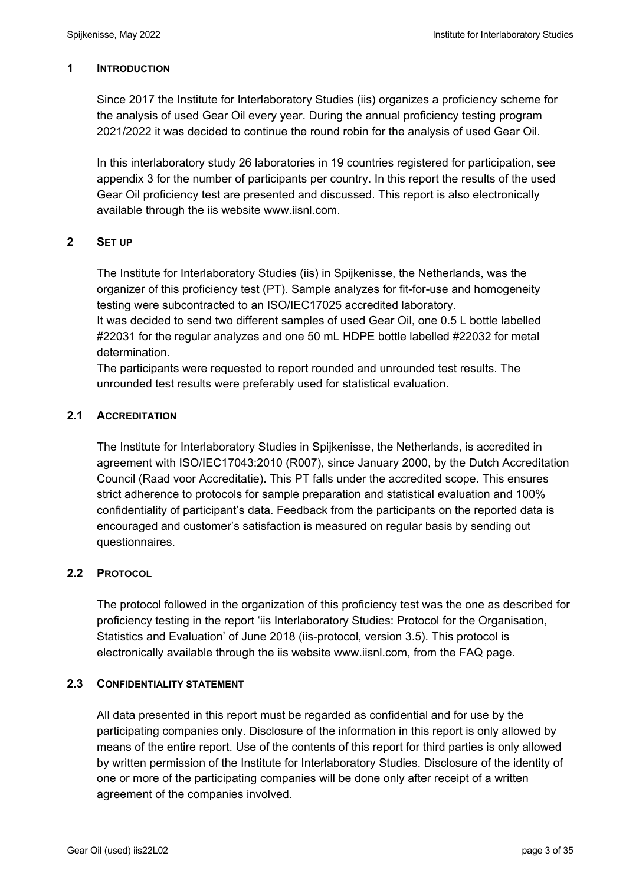## 1 INTRODUCTION

Since 2017 the Institute for Interlaboratory Studies (iis) organizes a proficiency scheme for the analysis of used Gear Oil every year. During the annual proficiency testing program 2021/2022 it was decided to continue the round robin for the analysis of used Gear Oil.

In this interlaboratory study 26 laboratories in 19 countries registered for participation, see appendix 3 for the number of participants per country. In this report the results of the used Gear Oil proficiency test are presented and discussed. This report is also electronically available through the iis website www.iisnl.com.

## 2 SET UP

The Institute for Interlaboratory Studies (iis) in Spijkenisse, the Netherlands, was the organizer of this proficiency test (PT). Sample analyzes for fit-for-use and homogeneity testing were subcontracted to an ISO/IEC17025 accredited laboratory.
It was decided to send two different samples of used Gear Oil, one 0.5 L bottle labelled #22031 for the regular analyzes and one 50 mL HDPE bottle labelled #22032 for metal determination.
The participants were requested to report rounded and unrounded test results. The unrounded test results were preferably used for statistical evaluation.

### 2.1 ACCREDITATION

The Institute for Interlaboratory Studies in Spijkenisse, the Netherlands, is accredited in agreement with ISO/IEC17043:2010 (R007), since January 2000, by the Dutch Accreditation Council (Raad voor Accreditatie). This PT falls under the accredited scope. This ensures strict adherence to protocols for sample preparation and statistical evaluation and 100% confidentiality of participant's data. Feedback from the participants on the reported data is encouraged and customer's satisfaction is measured on regular basis by sending out questionnaires.

### 2.2 PROTOCOL

The protocol followed in the organization of this proficiency test was the one as described for proficiency testing in the report 'iis Interlaboratory Studies: Protocol for the Organisation, Statistics and Evaluation' of June 2018 (iis-protocol, version 3.5). This protocol is electronically available through the iis website www.iisnl.com, from the FAQ page.

### 2.3 CONFIDENTIALITY STATEMENT

All data presented in this report must be regarded as confidential and for use by the participating companies only. Disclosure of the information in this report is only allowed by means of the entire report. Use of the contents of this report for third parties is only allowed by written permission of the Institute for Interlaboratory Studies. Disclosure of the identity of one or more of the participating companies will be done only after receipt of a written agreement of the companies involved.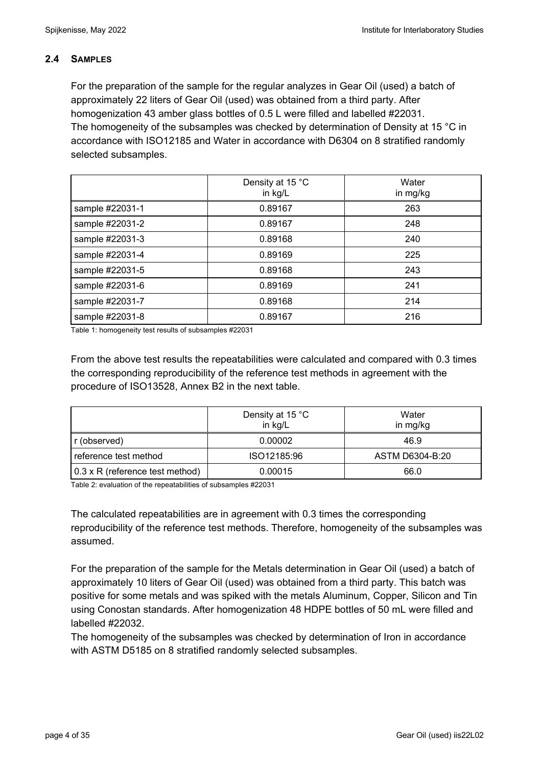## 2.4 SAMPLES

For the preparation of the sample for the regular analyzes in Gear Oil (used) a batch of approximately 22 liters of Gear Oil (used) was obtained from a third party. After homogenization 43 amber glass bottles of 0.5 L were filled and labelled #22031.
The homogeneity of the subsamples was checked by determination of Density at 15 °C in accordance with ISO12185 and Water in accordance with D6304 on 8 stratified randomly selected subsamples.

| | Density at 15 °C in kg/L | Water in mg/kg |
|---|---|---|
| sample #22031-1 | 0.89167 | 263 |
| sample #22031-2 | 0.89167 | 248 |
| sample #22031-3 | 0.89168 | 240 |
| sample #22031-4 | 0.89169 | 225 |
| sample #22031-5 | 0.89168 | 243 |
| sample #22031-6 | 0.89169 | 241 |
| sample #22031-7 | 0.89168 | 214 |
| sample #22031-8 | 0.89167 | 216 |

Table 1: homogeneity test results of subsamples #22031

From the above test results the repeatabilities were calculated and compared with 0.3 times the corresponding reproducibility of the reference test methods in agreement with the procedure of ISO13528, Annex B2 in the next table.

| | Density at 15 °C in kg/L | Water in mg/kg |
|---|---|---|
| r (observed) | 0.00002 | 46.9 |
| reference test method | ISO12185:96 | ASTM D6304-B:20 |
| 0.3 x R (reference test method) | 0.00015 | 66.0 |

Table 2: evaluation of the repeatabilities of subsamples #22031

The calculated repeatabilities are in agreement with 0.3 times the corresponding reproducibility of the reference test methods. Therefore, homogeneity of the subsamples was assumed.

For the preparation of the sample for the Metals determination in Gear Oil (used) a batch of approximately 10 liters of Gear Oil (used) was obtained from a third party. This batch was positive for some metals and was spiked with the metals Aluminum, Copper, Silicon and Tin using Conostan standards. After homogenization 48 HDPE bottles of 50 mL were filled and labelled #22032.
The homogeneity of the subsamples was checked by determination of Iron in accordance with ASTM D5185 on 8 stratified randomly selected subsamples.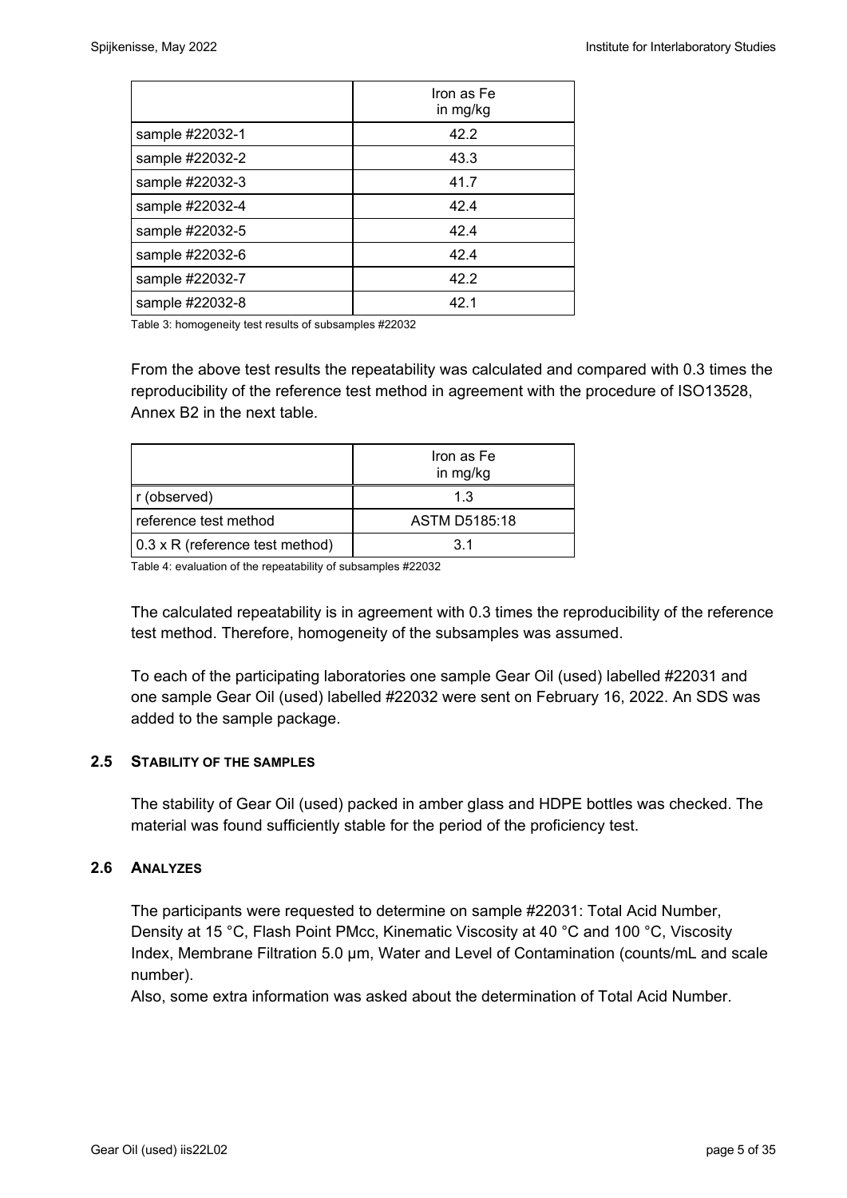|  | Iron as Fe in mg/kg |
| --- | --- |
| sample #22032-1 | 42.2 |
| sample #22032-2 | 43.3 |
| sample #22032-3 | 41.7 |
| sample #22032-4 | 42.4 |
| sample #22032-5 | 42.4 |
| sample #22032-6 | 42.4 |
| sample #22032-7 | 42.2 |
| sample #22032-8 | 42.1 |

Table 3: homogeneity test results of subsamples #22032

From the above test results the repeatability was calculated and compared with 0.3 times the reproducibility of the reference test method in agreement with the procedure of ISO13528, Annex B2 in the next table.

|  | Iron as Fe in mg/kg |
| --- | --- |
| r (observed) | 1.3 |
| reference test method | ASTM D5185:18 |
| 0.3 x R (reference test method) | 3.1 |

Table 4: evaluation of the repeatability of subsamples #22032

The calculated repeatability is in agreement with 0.3 times the reproducibility of the reference test method. Therefore, homogeneity of the subsamples was assumed.

To each of the participating laboratories one sample Gear Oil (used) labelled #22031 and one sample Gear Oil (used) labelled #22032 were sent on February 16, 2022. An SDS was added to the sample package.

## 2.5 STABILITY OF THE SAMPLES

The stability of Gear Oil (used) packed in amber glass and HDPE bottles was checked. The material was found sufficiently stable for the period of the proficiency test.

## 2.6 ANALYZES

The participants were requested to determine on sample #22031: Total Acid Number, Density at 15 °C, Flash Point PMcc, Kinematic Viscosity at 40 °C and 100 °C, Viscosity Index, Membrane Filtration 5.0 µm, Water and Level of Contamination (counts/mL and scale number).
Also, some extra information was asked about the determination of Total Acid Number.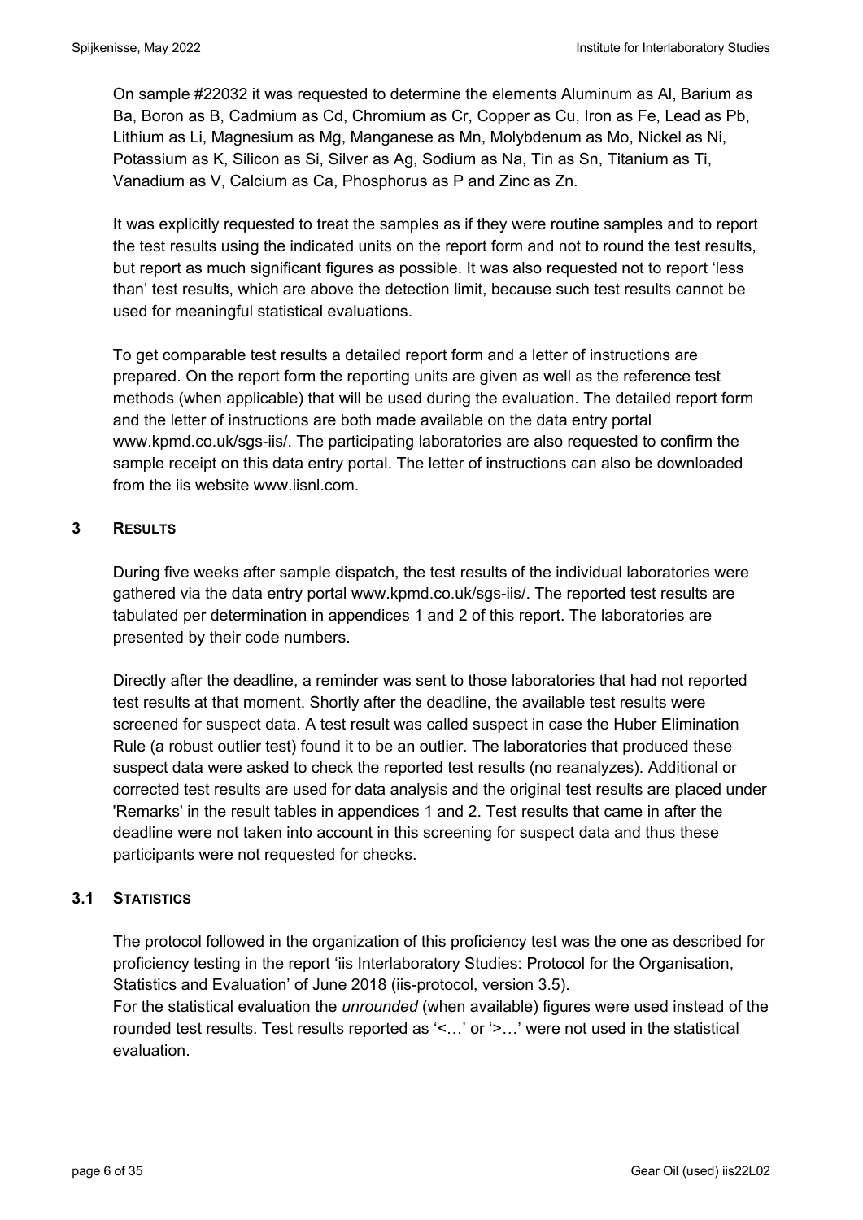On sample #22032 it was requested to determine the elements Aluminum as Al, Barium as Ba, Boron as B, Cadmium as Cd, Chromium as Cr, Copper as Cu, Iron as Fe, Lead as Pb, Lithium as Li, Magnesium as Mg, Manganese as Mn, Molybdenum as Mo, Nickel as Ni, Potassium as K, Silicon as Si, Silver as Ag, Sodium as Na, Tin as Sn, Titanium as Ti, Vanadium as V, Calcium as Ca, Phosphorus as P and Zinc as Zn.

It was explicitly requested to treat the samples as if they were routine samples and to report the test results using the indicated units on the report form and not to round the test results, but report as much significant figures as possible. It was also requested not to report 'less than' test results, which are above the detection limit, because such test results cannot be used for meaningful statistical evaluations.

To get comparable test results a detailed report form and a letter of instructions are prepared. On the report form the reporting units are given as well as the reference test methods (when applicable) that will be used during the evaluation. The detailed report form and the letter of instructions are both made available on the data entry portal www.kpmd.co.uk/sgs-iis/. The participating laboratories are also requested to confirm the sample receipt on this data entry portal. The letter of instructions can also be downloaded from the iis website www.iisnl.com.

## 3 RESULTS

During five weeks after sample dispatch, the test results of the individual laboratories were gathered via the data entry portal www.kpmd.co.uk/sgs-iis/. The reported test results are tabulated per determination in appendices 1 and 2 of this report. The laboratories are presented by their code numbers.

Directly after the deadline, a reminder was sent to those laboratories that had not reported test results at that moment. Shortly after the deadline, the available test results were screened for suspect data. A test result was called suspect in case the Huber Elimination Rule (a robust outlier test) found it to be an outlier. The laboratories that produced these suspect data were asked to check the reported test results (no reanalyzes). Additional or corrected test results are used for data analysis and the original test results are placed under 'Remarks' in the result tables in appendices 1 and 2. Test results that came in after the deadline were not taken into account in this screening for suspect data and thus these participants were not requested for checks.

### 3.1 STATISTICS

The protocol followed in the organization of this proficiency test was the one as described for proficiency testing in the report 'iis Interlaboratory Studies: Protocol for the Organisation, Statistics and Evaluation' of June 2018 (iis-protocol, version 3.5).
For the statistical evaluation the *unrounded* (when available) figures were used instead of the rounded test results. Test results reported as '<…' or '>…' were not used in the statistical evaluation.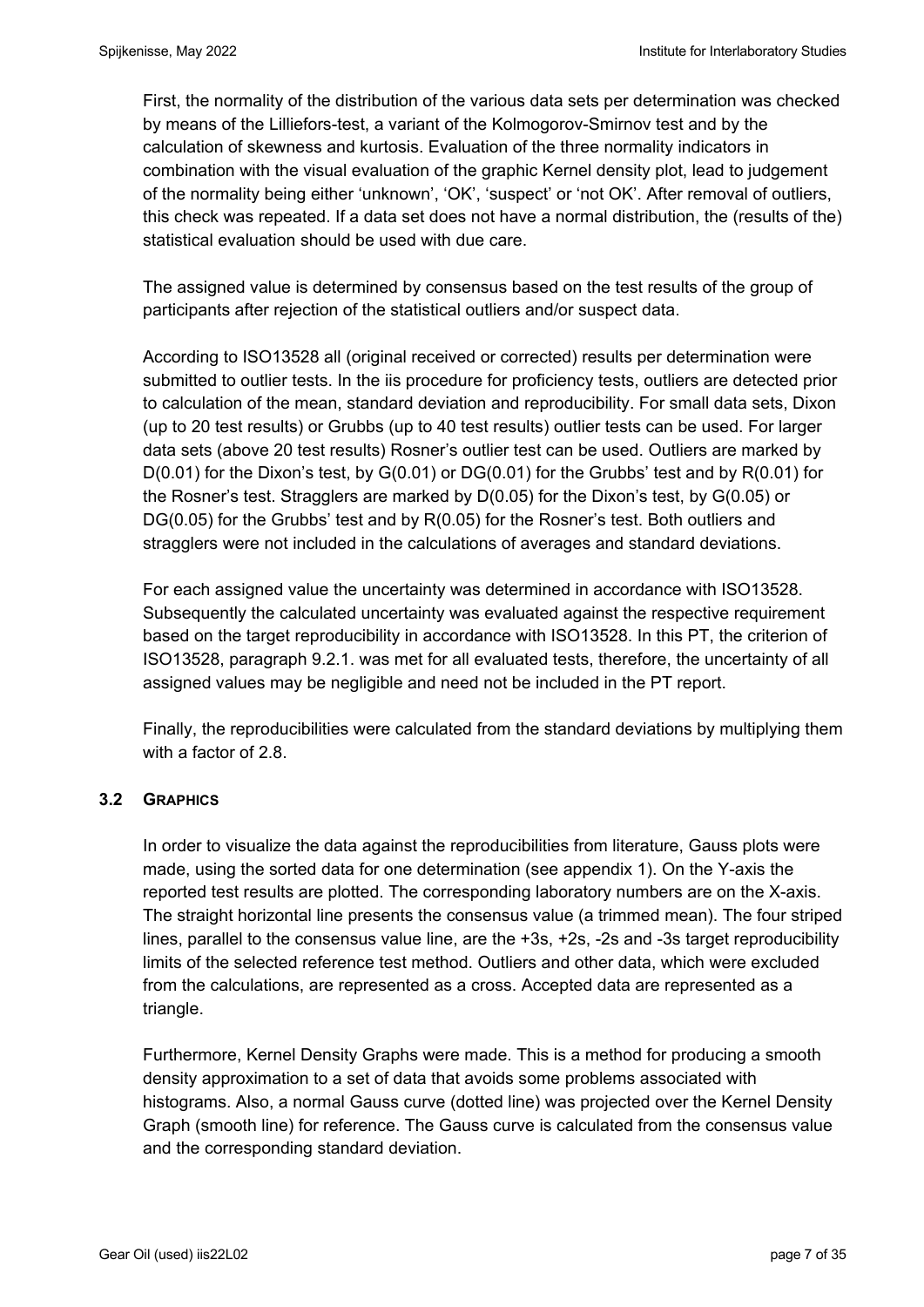First, the normality of the distribution of the various data sets per determination was checked by means of the Lilliefors-test, a variant of the Kolmogorov-Smirnov test and by the calculation of skewness and kurtosis. Evaluation of the three normality indicators in combination with the visual evaluation of the graphic Kernel density plot, lead to judgement of the normality being either 'unknown', 'OK', 'suspect' or 'not OK'. After removal of outliers, this check was repeated. If a data set does not have a normal distribution, the (results of the) statistical evaluation should be used with due care.

The assigned value is determined by consensus based on the test results of the group of participants after rejection of the statistical outliers and/or suspect data.

According to ISO13528 all (original received or corrected) results per determination were submitted to outlier tests. In the iis procedure for proficiency tests, outliers are detected prior to calculation of the mean, standard deviation and reproducibility. For small data sets, Dixon (up to 20 test results) or Grubbs (up to 40 test results) outlier tests can be used. For larger data sets (above 20 test results) Rosner's outlier test can be used. Outliers are marked by D(0.01) for the Dixon's test, by G(0.01) or DG(0.01) for the Grubbs' test and by R(0.01) for the Rosner's test. Stragglers are marked by D(0.05) for the Dixon's test, by G(0.05) or DG(0.05) for the Grubbs' test and by R(0.05) for the Rosner's test. Both outliers and stragglers were not included in the calculations of averages and standard deviations.

For each assigned value the uncertainty was determined in accordance with ISO13528. Subsequently the calculated uncertainty was evaluated against the respective requirement based on the target reproducibility in accordance with ISO13528. In this PT, the criterion of ISO13528, paragraph 9.2.1. was met for all evaluated tests, therefore, the uncertainty of all assigned values may be negligible and need not be included in the PT report.

Finally, the reproducibilities were calculated from the standard deviations by multiplying them with a factor of 2.8.

### 3.2 GRAPHICS

In order to visualize the data against the reproducibilities from literature, Gauss plots were made, using the sorted data for one determination (see appendix 1). On the Y-axis the reported test results are plotted. The corresponding laboratory numbers are on the X-axis. The straight horizontal line presents the consensus value (a trimmed mean). The four striped lines, parallel to the consensus value line, are the +3s, +2s, -2s and -3s target reproducibility limits of the selected reference test method. Outliers and other data, which were excluded from the calculations, are represented as a cross. Accepted data are represented as a triangle.

Furthermore, Kernel Density Graphs were made. This is a method for producing a smooth density approximation to a set of data that avoids some problems associated with histograms. Also, a normal Gauss curve (dotted line) was projected over the Kernel Density Graph (smooth line) for reference. The Gauss curve is calculated from the consensus value and the corresponding standard deviation.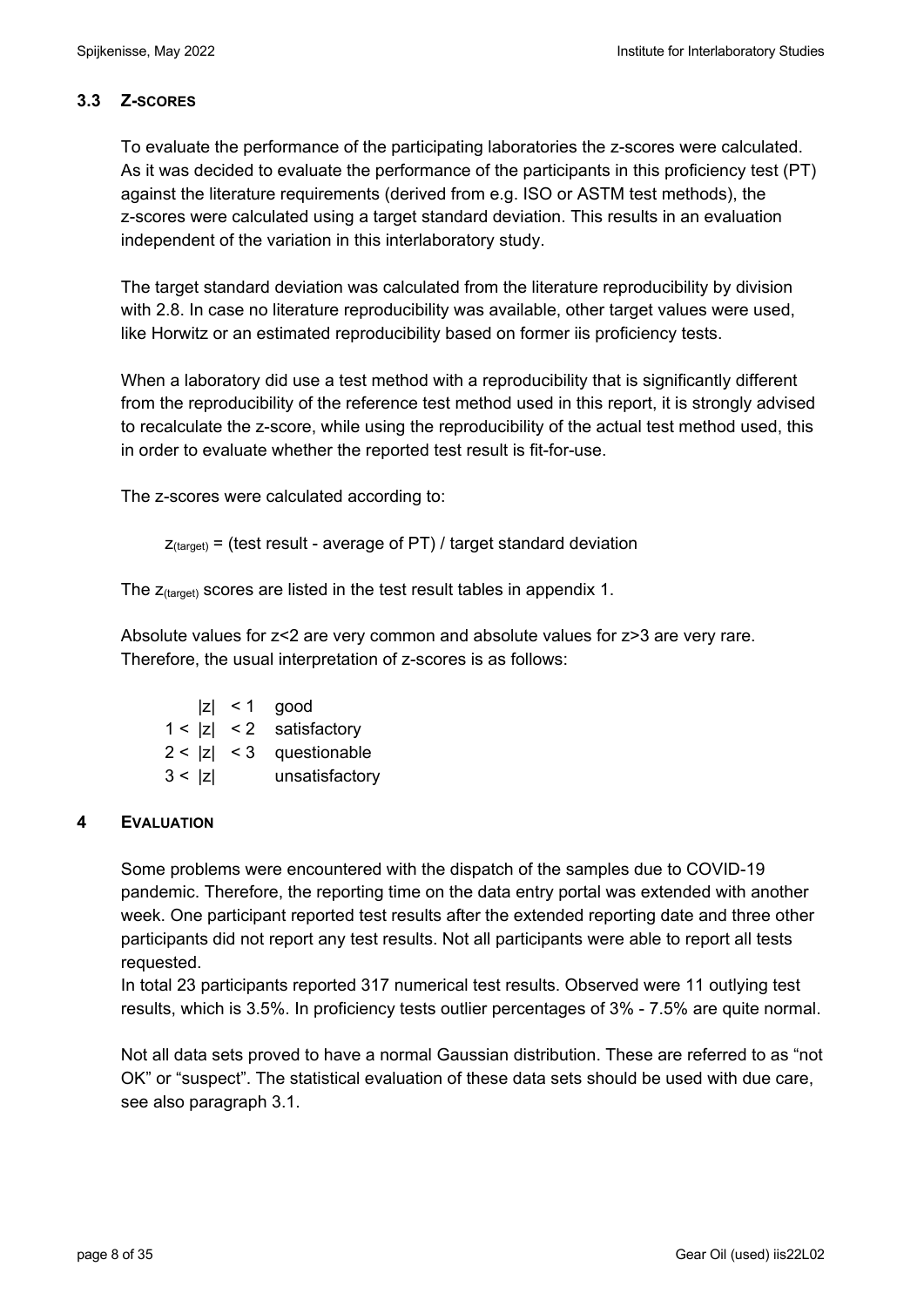### 3.3 Z-SCORES

To evaluate the performance of the participating laboratories the z-scores were calculated. As it was decided to evaluate the performance of the participants in this proficiency test (PT) against the literature requirements (derived from e.g. ISO or ASTM test methods), the z-scores were calculated using a target standard deviation. This results in an evaluation independent of the variation in this interlaboratory study.

The target standard deviation was calculated from the literature reproducibility by division with 2.8. In case no literature reproducibility was available, other target values were used, like Horwitz or an estimated reproducibility based on former iis proficiency tests.

When a laboratory did use a test method with a reproducibility that is significantly different from the reproducibility of the reference test method used in this report, it is strongly advised to recalculate the z-score, while using the reproducibility of the actual test method used, this in order to evaluate whether the reported test result is fit-for-use.

The z-scores were calculated according to:

$$z_{(target)} = (\text{test result - average of PT}) \, / \, \text{target standard deviation}$$

The $z_{(target)}$ scores are listed in the test result tables in appendix 1.

Absolute values for z<2 are very common and absolute values for z>3 are very rare. Therefore, the usual interpretation of z-scores is as follows:

| | |
|---|---|
| $\lvert z \rvert < 1$ | good |
| $1 < \lvert z \rvert < 2$ | satisfactory |
| $2 < \lvert z \rvert < 3$ | questionable |
| $3 < \lvert z \rvert$ | unsatisfactory |

## 4 EVALUATION

Some problems were encountered with the dispatch of the samples due to COVID-19 pandemic. Therefore, the reporting time on the data entry portal was extended with another week. One participant reported test results after the extended reporting date and three other participants did not report any test results. Not all participants were able to report all tests requested.

In total 23 participants reported 317 numerical test results. Observed were 11 outlying test results, which is 3.5%. In proficiency tests outlier percentages of 3% - 7.5% are quite normal.

Not all data sets proved to have a normal Gaussian distribution. These are referred to as "not OK" or "suspect". The statistical evaluation of these data sets should be used with due care, see also paragraph 3.1.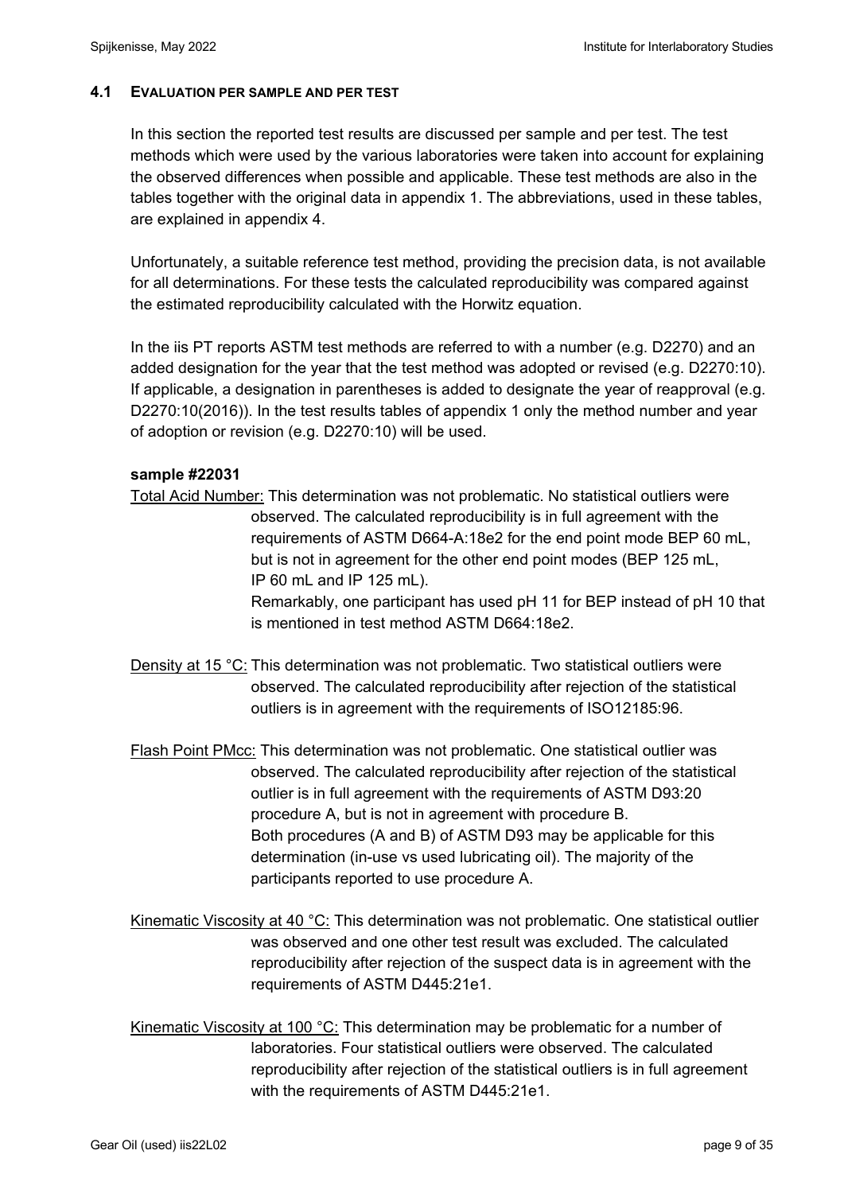### 4.1 EVALUATION PER SAMPLE AND PER TEST

In this section the reported test results are discussed per sample and per test. The test methods which were used by the various laboratories were taken into account for explaining the observed differences when possible and applicable. These test methods are also in the tables together with the original data in appendix 1. The abbreviations, used in these tables, are explained in appendix 4.

Unfortunately, a suitable reference test method, providing the precision data, is not available for all determinations. For these tests the calculated reproducibility was compared against the estimated reproducibility calculated with the Horwitz equation.

In the iis PT reports ASTM test methods are referred to with a number (e.g. D2270) and an added designation for the year that the test method was adopted or revised (e.g. D2270:10). If applicable, a designation in parentheses is added to designate the year of reapproval (e.g. D2270:10(2016)). In the test results tables of appendix 1 only the method number and year of adoption or revision (e.g. D2270:10) will be used.

**sample #22031**

Total Acid Number: This determination was not problematic. No statistical outliers were observed. The calculated reproducibility is in full agreement with the requirements of ASTM D664-A:18e2 for the end point mode BEP 60 mL, but is not in agreement for the other end point modes (BEP 125 mL, IP 60 mL and IP 125 mL).
Remarkably, one participant has used pH 11 for BEP instead of pH 10 that is mentioned in test method ASTM D664:18e2.

Density at 15 °C: This determination was not problematic. Two statistical outliers were observed. The calculated reproducibility after rejection of the statistical outliers is in agreement with the requirements of ISO12185:96.

Flash Point PMcc: This determination was not problematic. One statistical outlier was observed. The calculated reproducibility after rejection of the statistical outlier is in full agreement with the requirements of ASTM D93:20 procedure A, but is not in agreement with procedure B.
Both procedures (A and B) of ASTM D93 may be applicable for this determination (in-use vs used lubricating oil). The majority of the participants reported to use procedure A.

Kinematic Viscosity at 40 °C: This determination was not problematic. One statistical outlier was observed and one other test result was excluded. The calculated reproducibility after rejection of the suspect data is in agreement with the requirements of ASTM D445:21e1.

Kinematic Viscosity at 100 °C: This determination may be problematic for a number of laboratories. Four statistical outliers were observed. The calculated reproducibility after rejection of the statistical outliers is in full agreement with the requirements of ASTM D445:21e1.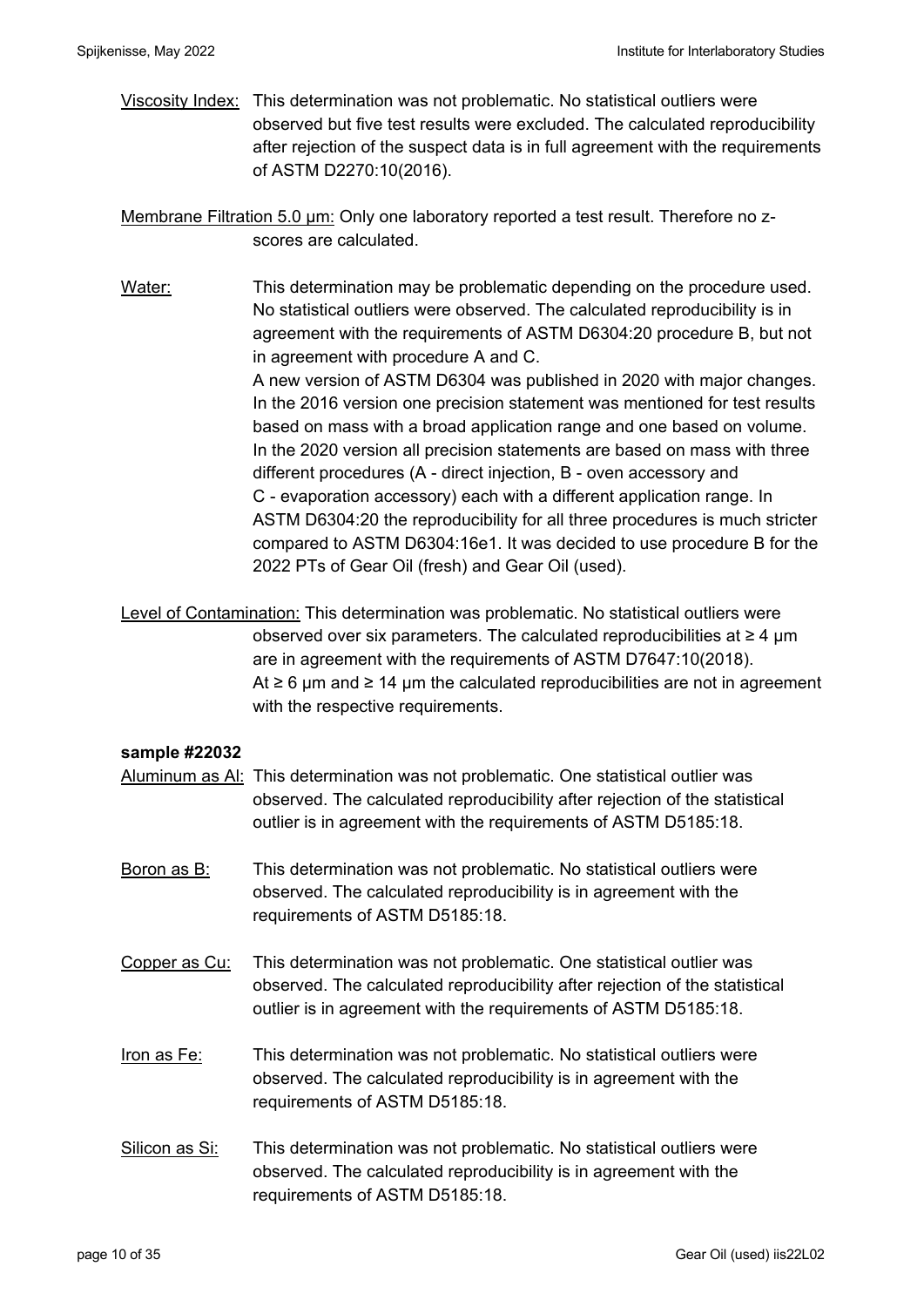Viscosity Index: This determination was not problematic. No statistical outliers were observed but five test results were excluded. The calculated reproducibility after rejection of the suspect data is in full agreement with the requirements of ASTM D2270:10(2016).

Membrane Filtration 5.0 µm: Only one laboratory reported a test result. Therefore no z-scores are calculated.

Water: This determination may be problematic depending on the procedure used. No statistical outliers were observed. The calculated reproducibility is in agreement with the requirements of ASTM D6304:20 procedure B, but not in agreement with procedure A and C.
A new version of ASTM D6304 was published in 2020 with major changes. In the 2016 version one precision statement was mentioned for test results based on mass with a broad application range and one based on volume. In the 2020 version all precision statements are based on mass with three different procedures (A - direct injection, B - oven accessory and C - evaporation accessory) each with a different application range. In ASTM D6304:20 the reproducibility for all three procedures is much stricter compared to ASTM D6304:16e1. It was decided to use procedure B for the 2022 PTs of Gear Oil (fresh) and Gear Oil (used).

Level of Contamination: This determination was problematic. No statistical outliers were observed over six parameters. The calculated reproducibilities at ≥ 4 µm are in agreement with the requirements of ASTM D7647:10(2018). At ≥ 6 µm and ≥ 14 µm the calculated reproducibilities are not in agreement with the respective requirements.

**sample #22032**

Aluminum as Al: This determination was not problematic. One statistical outlier was observed. The calculated reproducibility after rejection of the statistical outlier is in agreement with the requirements of ASTM D5185:18.

Boron as B: This determination was not problematic. No statistical outliers were observed. The calculated reproducibility is in agreement with the requirements of ASTM D5185:18.

Copper as Cu: This determination was not problematic. One statistical outlier was observed. The calculated reproducibility after rejection of the statistical outlier is in agreement with the requirements of ASTM D5185:18.

Iron as Fe: This determination was not problematic. No statistical outliers were observed. The calculated reproducibility is in agreement with the requirements of ASTM D5185:18.

Silicon as Si: This determination was not problematic. No statistical outliers were observed. The calculated reproducibility is in agreement with the requirements of ASTM D5185:18.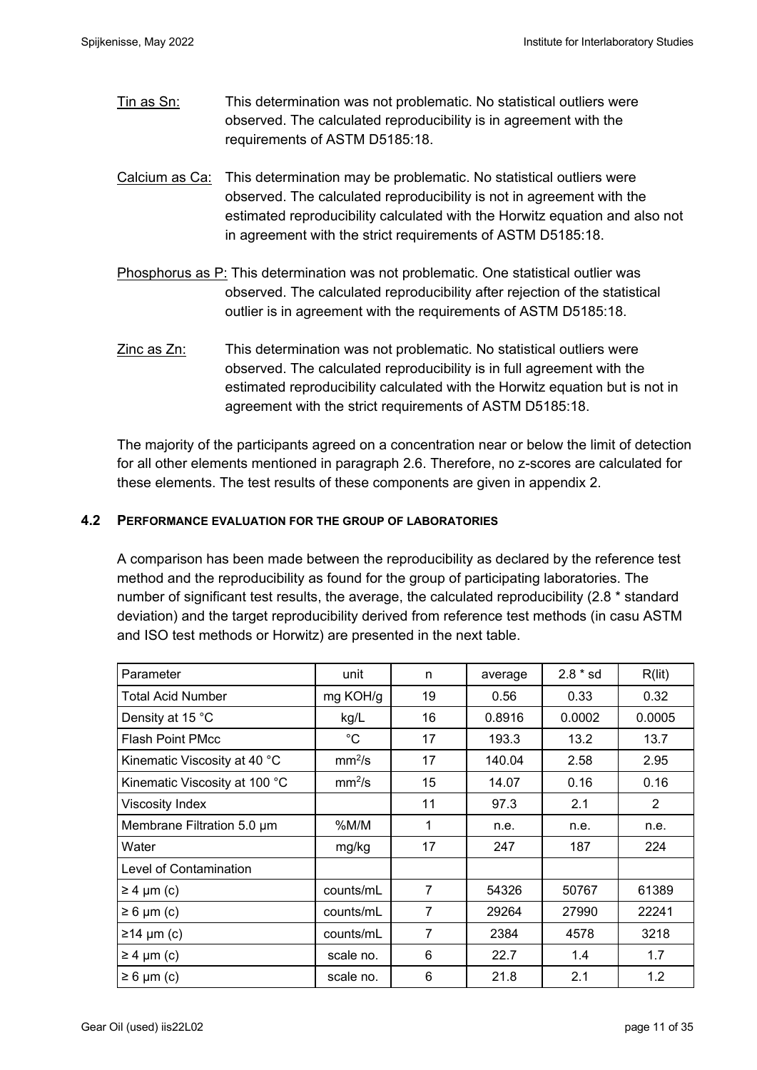Tin as Sn: This determination was not problematic. No statistical outliers were observed. The calculated reproducibility is in agreement with the requirements of ASTM D5185:18.

Calcium as Ca: This determination may be problematic. No statistical outliers were observed. The calculated reproducibility is not in agreement with the estimated reproducibility calculated with the Horwitz equation and also not in agreement with the strict requirements of ASTM D5185:18.

Phosphorus as P: This determination was not problematic. One statistical outlier was observed. The calculated reproducibility after rejection of the statistical outlier is in agreement with the requirements of ASTM D5185:18.

Zinc as Zn: This determination was not problematic. No statistical outliers were observed. The calculated reproducibility is in full agreement with the estimated reproducibility calculated with the Horwitz equation but is not in agreement with the strict requirements of ASTM D5185:18.

The majority of the participants agreed on a concentration near or below the limit of detection for all other elements mentioned in paragraph 2.6. Therefore, no z-scores are calculated for these elements. The test results of these components are given in appendix 2.

## 4.2 PERFORMANCE EVALUATION FOR THE GROUP OF LABORATORIES

A comparison has been made between the reproducibility as declared by the reference test method and the reproducibility as found for the group of participating laboratories. The number of significant test results, the average, the calculated reproducibility (2.8 * standard deviation) and the target reproducibility derived from reference test methods (in casu ASTM and ISO test methods or Horwitz) are presented in the next table.

| Parameter | unit | n | average | 2.8 * sd | R(lit) |
|---|---|---|---|---|---|
| Total Acid Number | mg KOH/g | 19 | 0.56 | 0.33 | 0.32 |
| Density at 15 °C | kg/L | 16 | 0.8916 | 0.0002 | 0.0005 |
| Flash Point PMcc | °C | 17 | 193.3 | 13.2 | 13.7 |
| Kinematic Viscosity at 40 °C | $mm^2/s$ | 17 | 140.04 | 2.58 | 2.95 |
| Kinematic Viscosity at 100 °C | $mm^2/s$ | 15 | 14.07 | 0.16 | 0.16 |
| Viscosity Index | | 11 | 97.3 | 2.1 | 2 |
| Membrane Filtration 5.0 μm | %M/M | 1 | n.e. | n.e. | n.e. |
| Water | mg/kg | 17 | 247 | 187 | 224 |
| Level of Contamination | | | | | |
| ≥ 4 μm (c) | counts/mL | 7 | 54326 | 50767 | 61389 |
| ≥ 6 μm (c) | counts/mL | 7 | 29264 | 27990 | 22241 |
| ≥14 μm (c) | counts/mL | 7 | 2384 | 4578 | 3218 |
| ≥ 4 μm (c) | scale no. | 6 | 22.7 | 1.4 | 1.7 |
| ≥ 6 μm (c) | scale no. | 6 | 21.8 | 2.1 | 1.2 |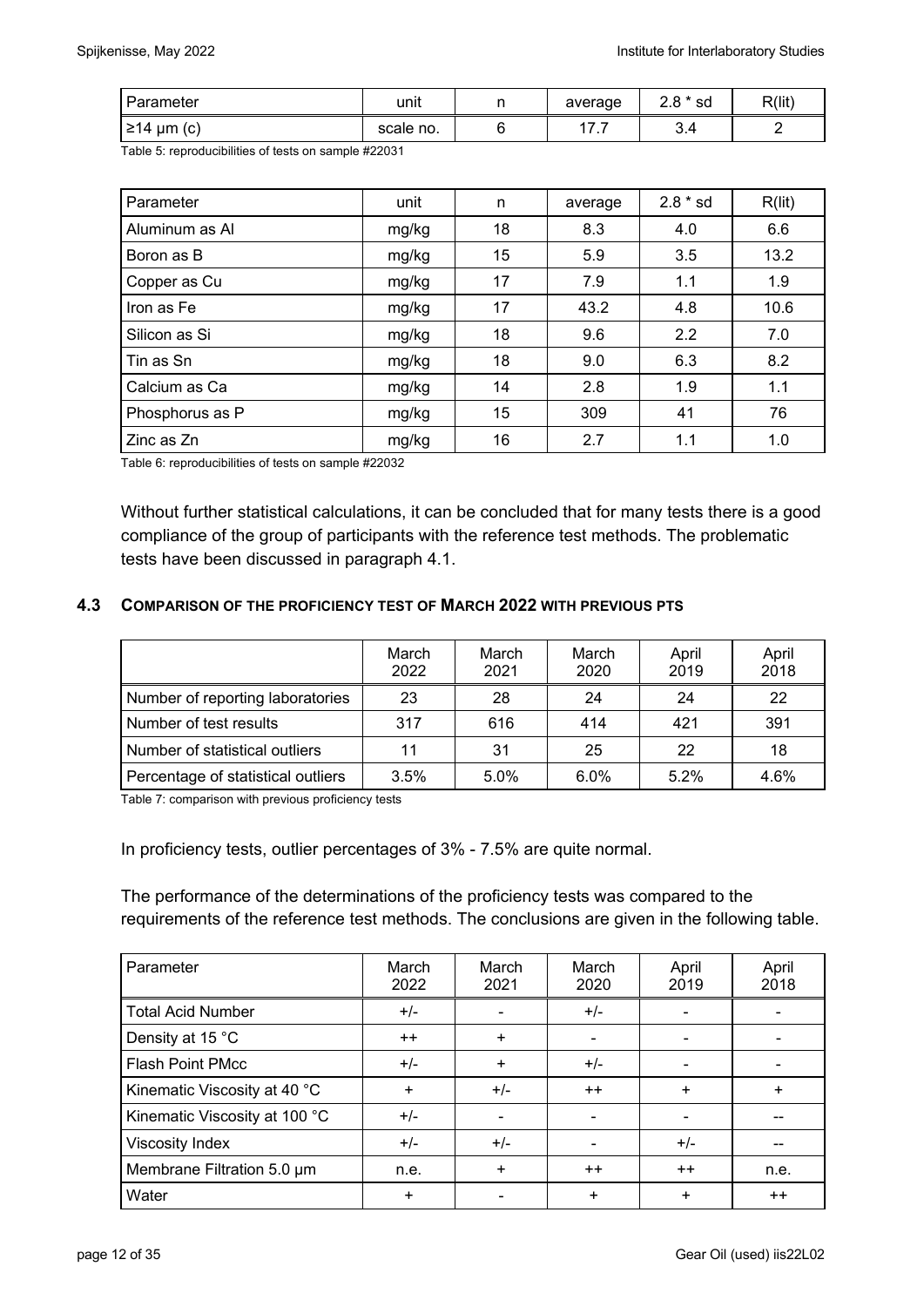| Parameter | unit | n | average | 2.8 * sd | R(lit) |
|---|---|---|---|---|---|
| ≥14 µm (c) | scale no. | 6 | 17.7 | 3.4 | 2 |

Table 5: reproducibilities of tests on sample #22031

| Parameter | unit | n | average | 2.8 * sd | R(lit) |
|---|---|---|---|---|---|
| Aluminum as Al | mg/kg | 18 | 8.3 | 4.0 | 6.6 |
| Boron as B | mg/kg | 15 | 5.9 | 3.5 | 13.2 |
| Copper as Cu | mg/kg | 17 | 7.9 | 1.1 | 1.9 |
| Iron as Fe | mg/kg | 17 | 43.2 | 4.8 | 10.6 |
| Silicon as Si | mg/kg | 18 | 9.6 | 2.2 | 7.0 |
| Tin as Sn | mg/kg | 18 | 9.0 | 6.3 | 8.2 |
| Calcium as Ca | mg/kg | 14 | 2.8 | 1.9 | 1.1 |
| Phosphorus as P | mg/kg | 15 | 309 | 41 | 76 |
| Zinc as Zn | mg/kg | 16 | 2.7 | 1.1 | 1.0 |

Table 6: reproducibilities of tests on sample #22032

Without further statistical calculations, it can be concluded that for many tests there is a good compliance of the group of participants with the reference test methods. The problematic tests have been discussed in paragraph 4.1.

### 4.3 COMPARISON OF THE PROFICIENCY TEST OF MARCH 2022 WITH PREVIOUS PTS

| | March 2022 | March 2021 | March 2020 | April 2019 | April 2018 |
|---|---|---|---|---|---|
| Number of reporting laboratories | 23 | 28 | 24 | 24 | 22 |
| Number of test results | 317 | 616 | 414 | 421 | 391 |
| Number of statistical outliers | 11 | 31 | 25 | 22 | 18 |
| Percentage of statistical outliers | 3.5% | 5.0% | 6.0% | 5.2% | 4.6% |

Table 7: comparison with previous proficiency tests

In proficiency tests, outlier percentages of 3% - 7.5% are quite normal.

The performance of the determinations of the proficiency tests was compared to the requirements of the reference test methods. The conclusions are given in the following table.

| Parameter | March 2022 | March 2021 | March 2020 | April 2019 | April 2018 |
|---|---|---|---|---|---|
| Total Acid Number | +/- | - | +/- | - | - |
| Density at 15 °C | ++ | + | - | - | - |
| Flash Point PMcc | +/- | + | +/- | - | - |
| Kinematic Viscosity at 40 °C | + | +/- | ++ | + | + |
| Kinematic Viscosity at 100 °C | +/- | - | - | - | -- |
| Viscosity Index | +/- | +/- | - | +/- | -- |
| Membrane Filtration 5.0 µm | n.e. | + | ++ | ++ | n.e. |
| Water | + | - | + | + | ++ |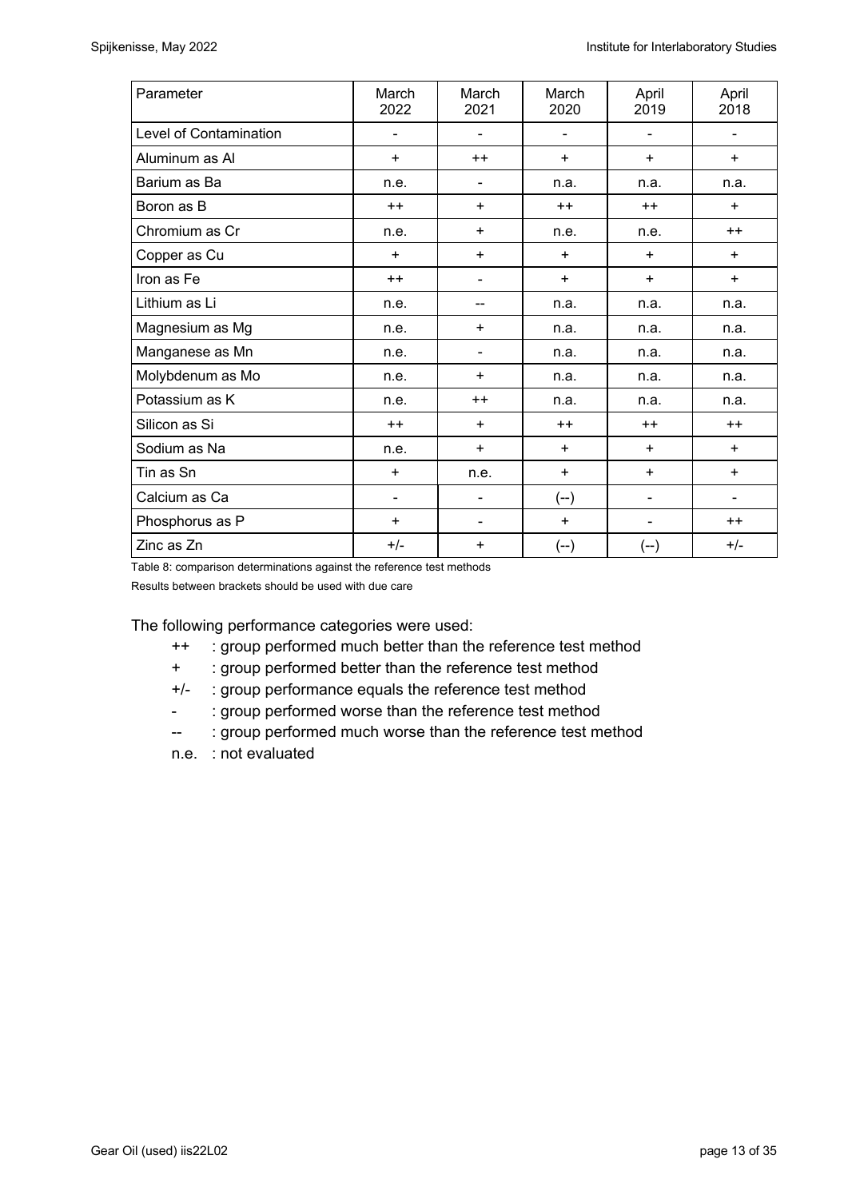| Parameter | March 2022 | March 2021 | March 2020 | April 2019 | April 2018 |
|---|---|---|---|---|---|
| Level of Contamination | - | - | - | - | - |
| Aluminum as Al | + | ++ | + | + | + |
| Barium as Ba | n.e. | - | n.a. | n.a. | n.a. |
| Boron as B | ++ | + | ++ | ++ | + |
| Chromium as Cr | n.e. | + | n.e. | n.e. | ++ |
| Copper as Cu | + | + | + | + | + |
| Iron as Fe | ++ | - | + | + | + |
| Lithium as Li | n.e. | -- | n.a. | n.a. | n.a. |
| Magnesium as Mg | n.e. | + | n.a. | n.a. | n.a. |
| Manganese as Mn | n.e. | - | n.a. | n.a. | n.a. |
| Molybdenum as Mo | n.e. | + | n.a. | n.a. | n.a. |
| Potassium as K | n.e. | ++ | n.a. | n.a. | n.a. |
| Silicon as Si | ++ | + | ++ | ++ | ++ |
| Sodium as Na | n.e. | + | + | + | + |
| Tin as Sn | + | n.e. | + | + | + |
| Calcium as Ca | - | - | (--) | - | - |
| Phosphorus as P | + | - | + | - | ++ |
| Zinc as Zn | +/- | + | (--) | (--) | +/- |

Table 8: comparison determinations against the reference test methods

Results between brackets should be used with due care

The following performance categories were used:

- ++ : group performed much better than the reference test method
- \+ : group performed better than the reference test method
- +/- : group performance equals the reference test method
- \- : group performed worse than the reference test method
- -- : group performed much worse than the reference test method
- n.e. : not evaluated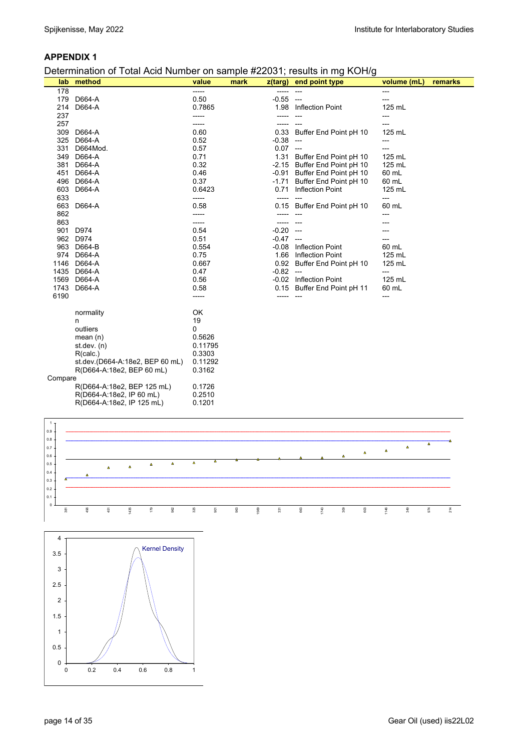## APPENDIX 1

Determination of Total Acid Number on sample #22031; results in mg KOH/g

| lab | method | value | mark | z(targ) | end point type | volume (mL) | remarks |
|---|---|---|---|---|---|---|---|
| 178 | | ----- | | ----- | --- | --- | |
| 179 | D664-A | 0.50 | | -0.55 | --- | --- | |
| 214 | D664-A | 0.7865 | | 1.98 | Inflection Point | 125 mL | |
| 237 | | ----- | | ----- | --- | --- | |
| 257 | | ----- | | ----- | --- | --- | |
| 309 | D664-A | 0.60 | | 0.33 | Buffer End Point pH 10 | 125 mL | |
| 325 | D664-A | 0.52 | | -0.38 | --- | --- | |
| 331 | D664Mod. | 0.57 | | 0.07 | --- | --- | |
| 349 | D664-A | 0.71 | | 1.31 | Buffer End Point pH 10 | 125 mL | |
| 381 | D664-A | 0.32 | | -2.15 | Buffer End Point pH 10 | 125 mL | |
| 451 | D664-A | 0.46 | | -0.91 | Buffer End Point pH 10 | 60 mL | |
| 496 | D664-A | 0.37 | | -1.71 | Buffer End Point pH 10 | 60 mL | |
| 603 | D664-A | 0.6423 | | 0.71 | Inflection Point | 125 mL | |
| 633 | | ----- | | ----- | --- | --- | |
| 663 | D664-A | 0.58 | | 0.15 | Buffer End Point pH 10 | 60 mL | |
| 862 | | ----- | | ----- | --- | --- | |
| 863 | | ----- | | ----- | --- | --- | |
| 901 | D974 | 0.54 | | -0.20 | --- | --- | |
| 962 | D974 | 0.51 | | -0.47 | --- | --- | |
| 963 | D664-B | 0.554 | | -0.08 | Inflection Point | 60 mL | |
| 974 | D664-A | 0.75 | | 1.66 | Inflection Point | 125 mL | |
| 1146 | D664-A | 0.667 | | 0.92 | Buffer End Point pH 10 | 125 mL | |
| 1435 | D664-A | 0.47 | | -0.82 | --- | --- | |
| 1569 | D664-A | 0.56 | | -0.02 | Inflection Point | 125 mL | |
| 1743 | D664-A | 0.58 | | 0.15 | Buffer End Point pH 11 | 60 mL | |
| 6190 | | ----- | | ----- | --- | --- | |

| | |
|---|---|
| normality | OK |
| n | 19 |
| outliers | 0 |
| mean (n) | 0.5626 |
| st.dev. (n) | 0.11795 |
| R(calc.) | 0.3303 |
| st.dev.(D664-A:18e2, BEP 60 mL) | 0.11292 |
| R(D664-A:18e2, BEP 60 mL) | 0.3162 |
| **Compare** | |
| R(D664-A:18e2, BEP 125 mL) | 0.1726 |
| R(D664-A:18e2, IP 60 mL) | 0.2510 |
| R(D664-A:18e2, IP 125 mL) | 0.1201 |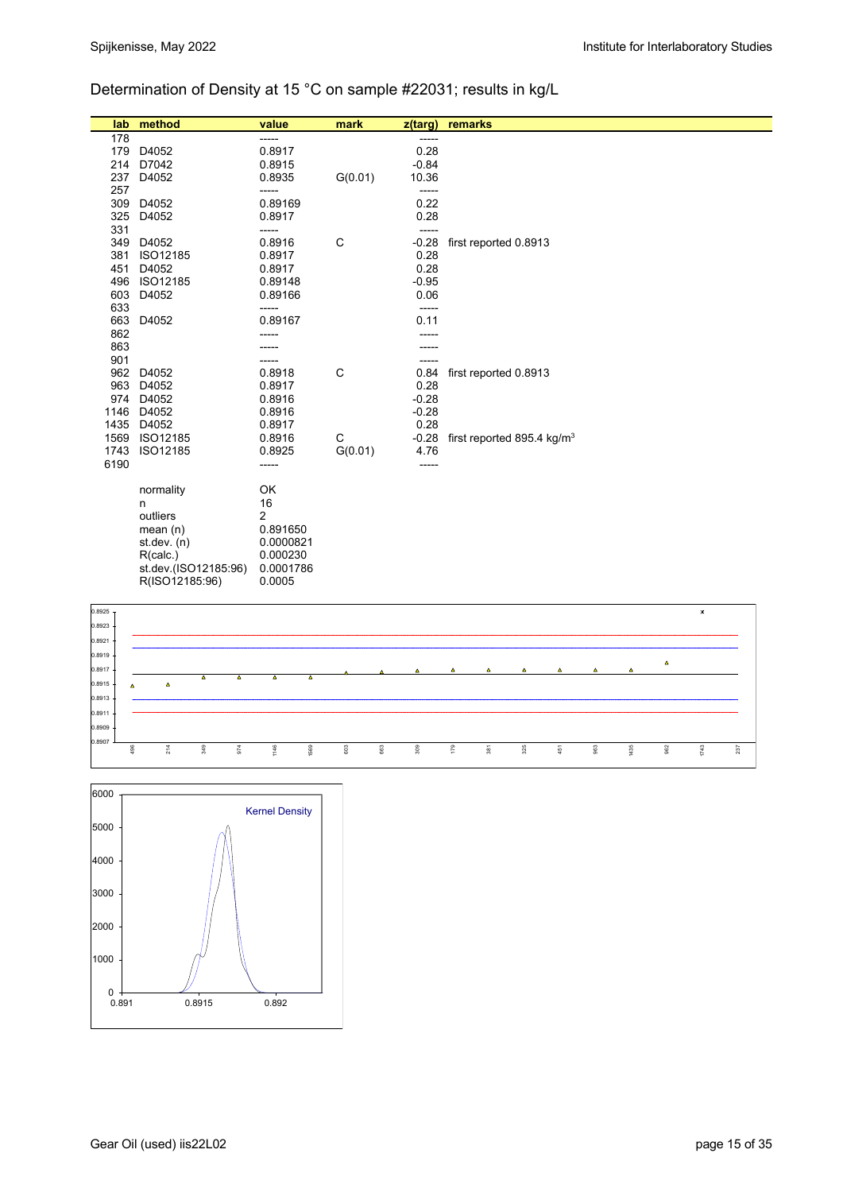## Determination of Density at 15 °C on sample #22031; results in kg/L

| lab | method | value | mark | z(targ) | remarks |
|---|---|---|---|---|---|
| 178 | | ----- | | ----- | |
| 179 | D4052 | 0.8917 | | 0.28 | |
| 214 | D7042 | 0.8915 | | -0.84 | |
| 237 | D4052 | 0.8935 | G(0.01) | 10.36 | |
| 257 | | ----- | | ----- | |
| 309 | D4052 | 0.89169 | | 0.22 | |
| 325 | D4052 | 0.8917 | | 0.28 | |
| 331 | | ----- | | ----- | |
| 349 | D4052 | 0.8916 | C | -0.28 | first reported 0.8913 |
| 381 | ISO12185 | 0.8917 | | 0.28 | |
| 451 | D4052 | 0.8917 | | 0.28 | |
| 496 | ISO12185 | 0.89148 | | -0.95 | |
| 603 | D4052 | 0.89166 | | 0.06 | |
| 633 | | ----- | | ----- | |
| 663 | D4052 | 0.89167 | | 0.11 | |
| 862 | | ----- | | ----- | |
| 863 | | ----- | | ----- | |
| 901 | | ----- | | ----- | |
| 962 | D4052 | 0.8918 | C | 0.84 | first reported 0.8913 |
| 963 | D4052 | 0.8917 | | 0.28 | |
| 974 | D4052 | 0.8916 | | -0.28 | |
| 1146 | D4052 | 0.8916 | | -0.28 | |
| 1435 | D4052 | 0.8917 | | 0.28 | |
| 1569 | ISO12185 | 0.8916 | C | -0.28 | first reported 895.4 kg/m$^3$ |
| 1743 | ISO12185 | 0.8925 | G(0.01) | 4.76 | |
| 6190 | | ----- | | ----- | |

| | |
|---|---|
| normality | OK |
| n | 16 |
| outliers | 2 |
| mean (n) | 0.891650 |
| st.dev. (n) | 0.0000821 |
| R(calc.) | 0.000230 |
| st.dev.(ISO12185:96) | 0.0001786 |
| R(ISO12185:96) | 0.0005 |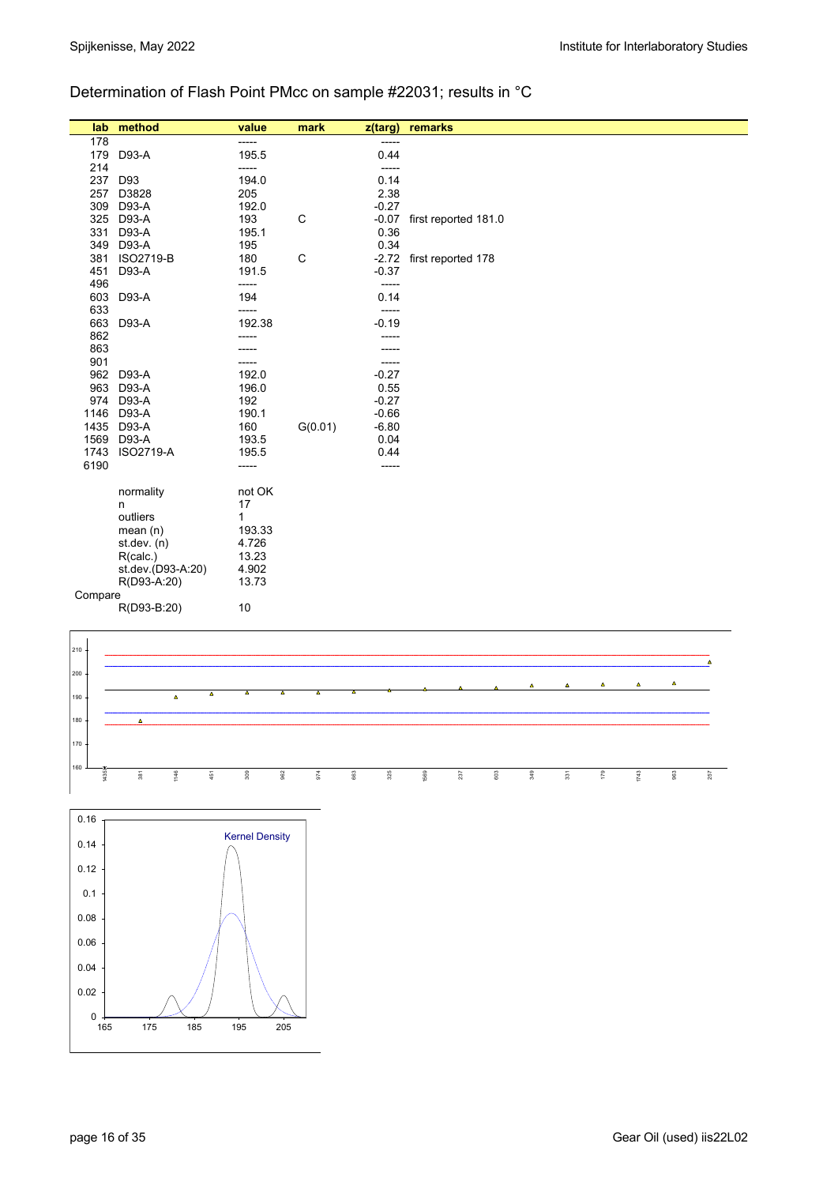## Determination of Flash Point PMcc on sample #22031; results in °C

| lab | method | value | mark | z(targ) | remarks |
|---|---|---|---|---|---|
| 178 | | ----- | | ----- | |
| 179 | D93-A | 195.5 | | 0.44 | |
| 214 | | ----- | | ----- | |
| 237 | D93 | 194.0 | | 0.14 | |
| 257 | D3828 | 205 | | 2.38 | |
| 309 | D93-A | 192.0 | | -0.27 | |
| 325 | D93-A | 193 | C | -0.07 | first reported 181.0 |
| 331 | D93-A | 195.1 | | 0.36 | |
| 349 | D93-A | 195 | | 0.34 | |
| 381 | ISO2719-B | 180 | C | -2.72 | first reported 178 |
| 451 | D93-A | 191.5 | | -0.37 | |
| 496 | | ----- | | ----- | |
| 603 | D93-A | 194 | | 0.14 | |
| 633 | | ----- | | ----- | |
| 663 | D93-A | 192.38 | | -0.19 | |
| 862 | | ----- | | ----- | |
| 863 | | ----- | | ----- | |
| 901 | | ----- | | ----- | |
| 962 | D93-A | 192.0 | | -0.27 | |
| 963 | D93-A | 196.0 | | 0.55 | |
| 974 | D93-A | 192 | | -0.27 | |
| 1146 | D93-A | 190.1 | | -0.66 | |
| 1435 | D93-A | 160 | G(0.01) | -6.80 | |
| 1569 | D93-A | 193.5 | | 0.04 | |
| 1743 | ISO2719-A | 195.5 | | 0.44 | |
| 6190 | | ----- | | ----- | |

| | | |
|---|---|---|
| | normality | not OK |
| | n | 17 |
| | outliers | 1 |
| | mean (n) | 193.33 |
| | st.dev. (n) | 4.726 |
| | R(calc.) | 13.23 |
| | st.dev.(D93-A:20) | 4.902 |
| | R(D93-A:20) | 13.73 |
| Compare | | |
| | R(D93-B:20) | 10 |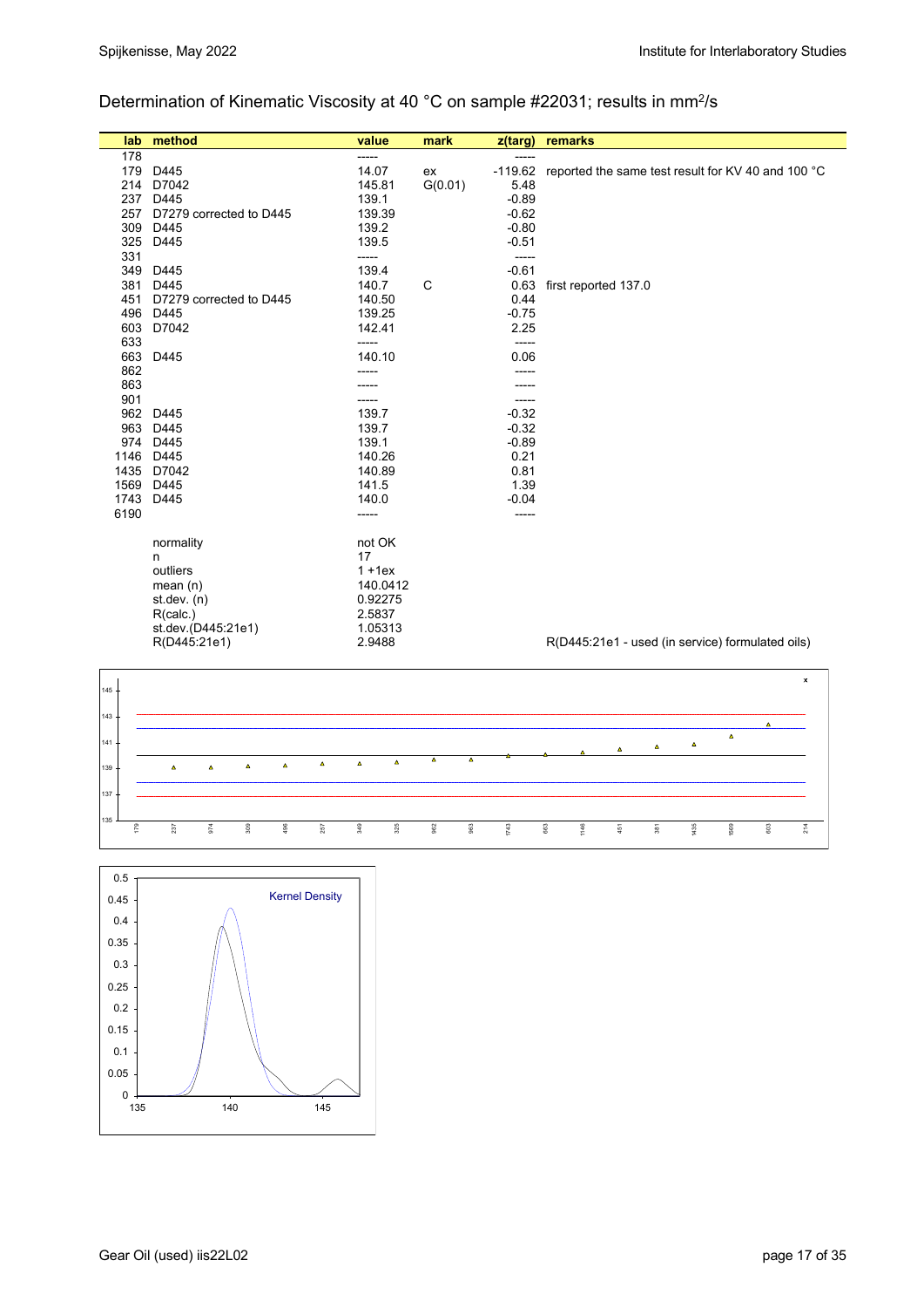Determination of Kinematic Viscosity at 40 °C on sample #22031; results in mm²/s

| lab | method | value | mark | z(targ) | remarks |
|---|---|---|---|---|---|
| 178 | | ----- | | ----- | |
| 179 | D445 | 14.07 | ex | -119.62 | reported the same test result for KV 40 and 100 °C |
| 214 | D7042 | 145.81 | G(0.01) | 5.48 | |
| 237 | D445 | 139.1 | | -0.89 | |
| 257 | D7279 corrected to D445 | 139.39 | | -0.62 | |
| 309 | D445 | 139.2 | | -0.80 | |
| 325 | D445 | 139.5 | | -0.51 | |
| 331 | | ----- | | ----- | |
| 349 | D445 | 139.4 | | -0.61 | |
| 381 | D445 | 140.7 | C | 0.63 | first reported 137.0 |
| 451 | D7279 corrected to D445 | 140.50 | | 0.44 | |
| 496 | D445 | 139.25 | | -0.75 | |
| 603 | D7042 | 142.41 | | 2.25 | |
| 633 | | ----- | | ----- | |
| 663 | D445 | 140.10 | | 0.06 | |
| 862 | | ----- | | ----- | |
| 863 | | ----- | | ----- | |
| 901 | | ----- | | ----- | |
| 962 | D445 | 139.7 | | -0.32 | |
| 963 | D445 | 139.7 | | -0.32 | |
| 974 | D445 | 139.1 | | -0.89 | |
| 1146 | D445 | 140.26 | | 0.21 | |
| 1435 | D7042 | 140.89 | | 0.81 | |
| 1569 | D445 | 141.5 | | 1.39 | |
| 1743 | D445 | 140.0 | | -0.04 | |
| 6190 | | ----- | | ----- | |
| | normality | not OK | | | |
| | n | 17 | | | |
| | outliers | 1 +1ex | | | |
| | mean (n) | 140.0412 | | | |
| | st.dev. (n) | 0.92275 | | | |
| | R(calc.) | 2.5837 | | | |
| | st.dev.(D445:21e1) | 1.05313 | | | |
| | R(D445:21e1) | 2.9488 | | | R(D445:21e1 - used (in service) formulated oils) |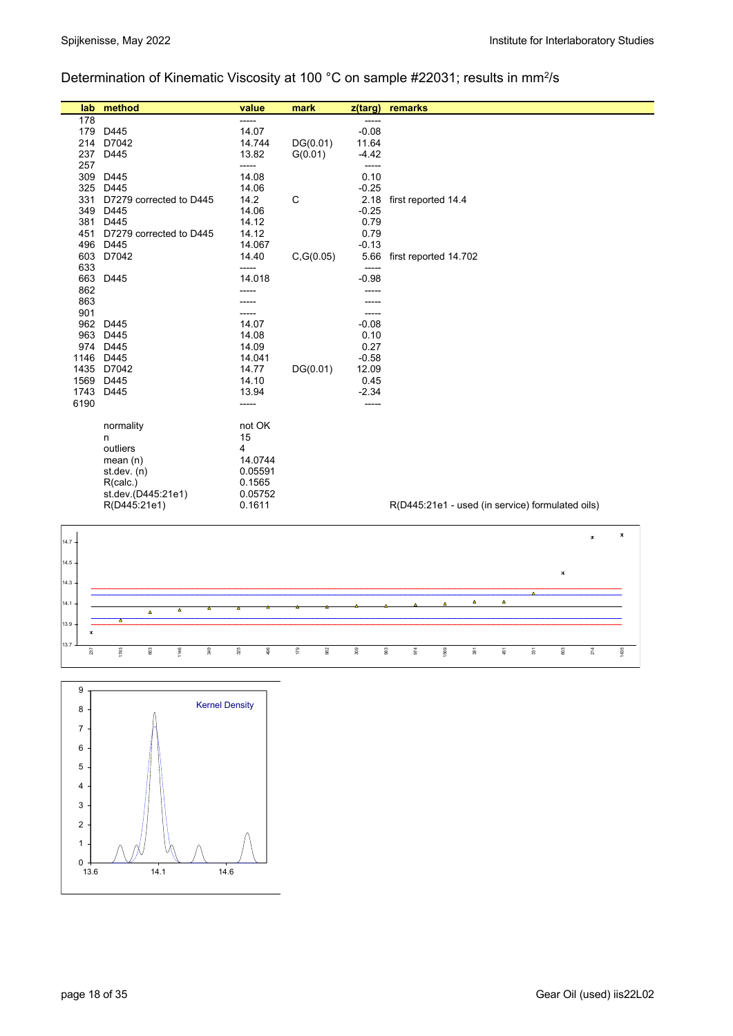## Determination of Kinematic Viscosity at 100 °C on sample #22031; results in mm²/s

| lab | method | value | mark | z(targ) | remarks |
|---|---|---|---|---|---|
| 178 | | ----- | | ----- | |
| 179 | D445 | 14.07 | | -0.08 | |
| 214 | D7042 | 14.744 | DG(0.01) | 11.64 | |
| 237 | D445 | 13.82 | G(0.01) | -4.42 | |
| 257 | | ----- | | ----- | |
| 309 | D445 | 14.08 | | 0.10 | |
| 325 | D445 | 14.06 | | -0.25 | |
| 331 | D7279 corrected to D445 | 14.2 | C | 2.18 | first reported 14.4 |
| 349 | D445 | 14.06 | | -0.25 | |
| 381 | D445 | 14.12 | | 0.79 | |
| 451 | D7279 corrected to D445 | 14.12 | | 0.79 | |
| 496 | D445 | 14.067 | | -0.13 | |
| 603 | D7042 | 14.40 | C,G(0.05) | 5.66 | first reported 14.702 |
| 633 | | ----- | | ----- | |
| 663 | D445 | 14.018 | | -0.98 | |
| 862 | | ----- | | ----- | |
| 863 | | ----- | | ----- | |
| 901 | | ----- | | ----- | |
| 962 | D445 | 14.07 | | -0.08 | |
| 963 | D445 | 14.08 | | 0.10 | |
| 974 | D445 | 14.09 | | 0.27 | |
| 1146 | D445 | 14.041 | | -0.58 | |
| 1435 | D7042 | 14.77 | DG(0.01) | 12.09 | |
| 1569 | D445 | 14.10 | | 0.45 | |
| 1743 | D445 | 13.94 | | -2.34 | |
| 6190 | | ----- | | ----- | |
| | normality | not OK | | | |
| | n | 15 | | | |
| | outliers | 4 | | | |
| | mean (n) | 14.0744 | | | |
| | st.dev. (n) | 0.05591 | | | |
| | R(calc.) | 0.1565 | | | |
| | st.dev.(D445:21e1) | 0.05752 | | | |
| | R(D445:21e1) | 0.1611 | | | R(D445:21e1 - used (in service) formulated oils) |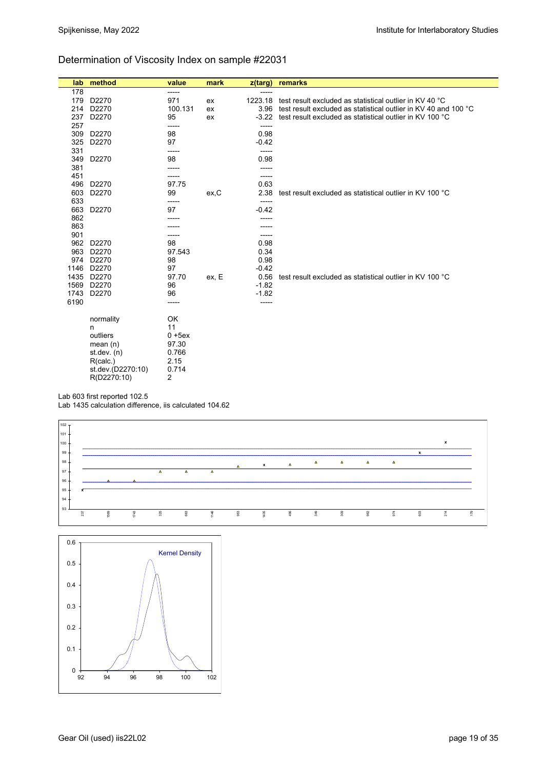## Determination of Viscosity Index on sample #22031

| lab | method | value | mark | z(targ) | remarks |
|---|---|---|---|---|---|
| 178 | | ----- | | ----- | |
| 179 | D2270 | 971 | ex | 1223.18 | test result excluded as statistical outlier in KV 40 °C |
| 214 | D2270 | 100.131 | ex | 3.96 | test result excluded as statistical outlier in KV 40 and 100 °C |
| 237 | D2270 | 95 | ex | -3.22 | test result excluded as statistical outlier in KV 100 °C |
| 257 | | ----- | | ----- | |
| 309 | D2270 | 98 | | 0.98 | |
| 325 | D2270 | 97 | | -0.42 | |
| 331 | | ----- | | ----- | |
| 349 | D2270 | 98 | | 0.98 | |
| 381 | | ----- | | ----- | |
| 451 | | ----- | | ----- | |
| 496 | D2270 | 97.75 | | 0.63 | |
| 603 | D2270 | 99 | ex,C | 2.38 | test result excluded as statistical outlier in KV 100 °C |
| 633 | | ----- | | ----- | |
| 663 | D2270 | 97 | | -0.42 | |
| 862 | | ----- | | ----- | |
| 863 | | ----- | | ----- | |
| 901 | | ----- | | ----- | |
| 962 | D2270 | 98 | | 0.98 | |
| 963 | D2270 | 97.543 | | 0.34 | |
| 974 | D2270 | 98 | | 0.98 | |
| 1146 | D2270 | 97 | | -0.42 | |
| 1435 | D2270 | 97.70 | ex, E | 0.56 | test result excluded as statistical outlier in KV 100 °C |
| 1569 | D2270 | 96 | | -1.82 | |
| 1743 | D2270 | 96 | | -1.82 | |
| 6190 | | ----- | | ----- | |

| | |
|---|---|
| normality | OK |
| n | 11 |
| outliers | 0 +5ex |
| mean (n) | 97.30 |
| st.dev. (n) | 0.766 |
| R(calc.) | 2.15 |
| st.dev.(D2270:10) | 0.714 |
| R(D2270:10) | 2 |

Lab 603 first reported 102.5
Lab 1435 calculation difference, iis calculated 104.62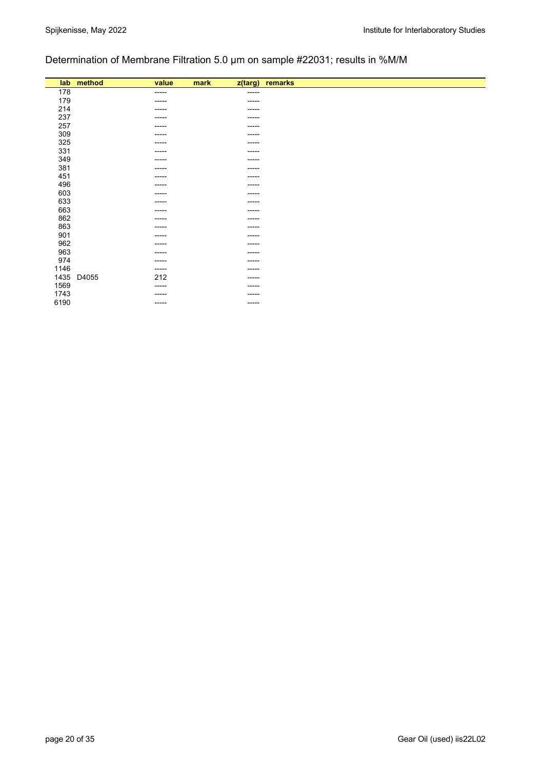## Determination of Membrane Filtration 5.0 µm on sample #22031; results in %M/M

| lab | method | value | mark | z(targ) | remarks |
|---|---|---|---|---|---|
| 178 | | ----- | | ----- | |
| 179 | | ----- | | ----- | |
| 214 | | ----- | | ----- | |
| 237 | | ----- | | ----- | |
| 257 | | ----- | | ----- | |
| 309 | | ----- | | ----- | |
| 325 | | ----- | | ----- | |
| 331 | | ----- | | ----- | |
| 349 | | ----- | | ----- | |
| 381 | | ----- | | ----- | |
| 451 | | ----- | | ----- | |
| 496 | | ----- | | ----- | |
| 603 | | ----- | | ----- | |
| 633 | | ----- | | ----- | |
| 663 | | ----- | | ----- | |
| 862 | | ----- | | ----- | |
| 863 | | ----- | | ----- | |
| 901 | | ----- | | ----- | |
| 962 | | ----- | | ----- | |
| 963 | | ----- | | ----- | |
| 974 | | ----- | | ----- | |
| 1146 | | ----- | | ----- | |
| 1435 | D4055 | 212 | | ----- | |
| 1569 | | ----- | | ----- | |
| 1743 | | ----- | | ----- | |
| 6190 | | ----- | | ----- | |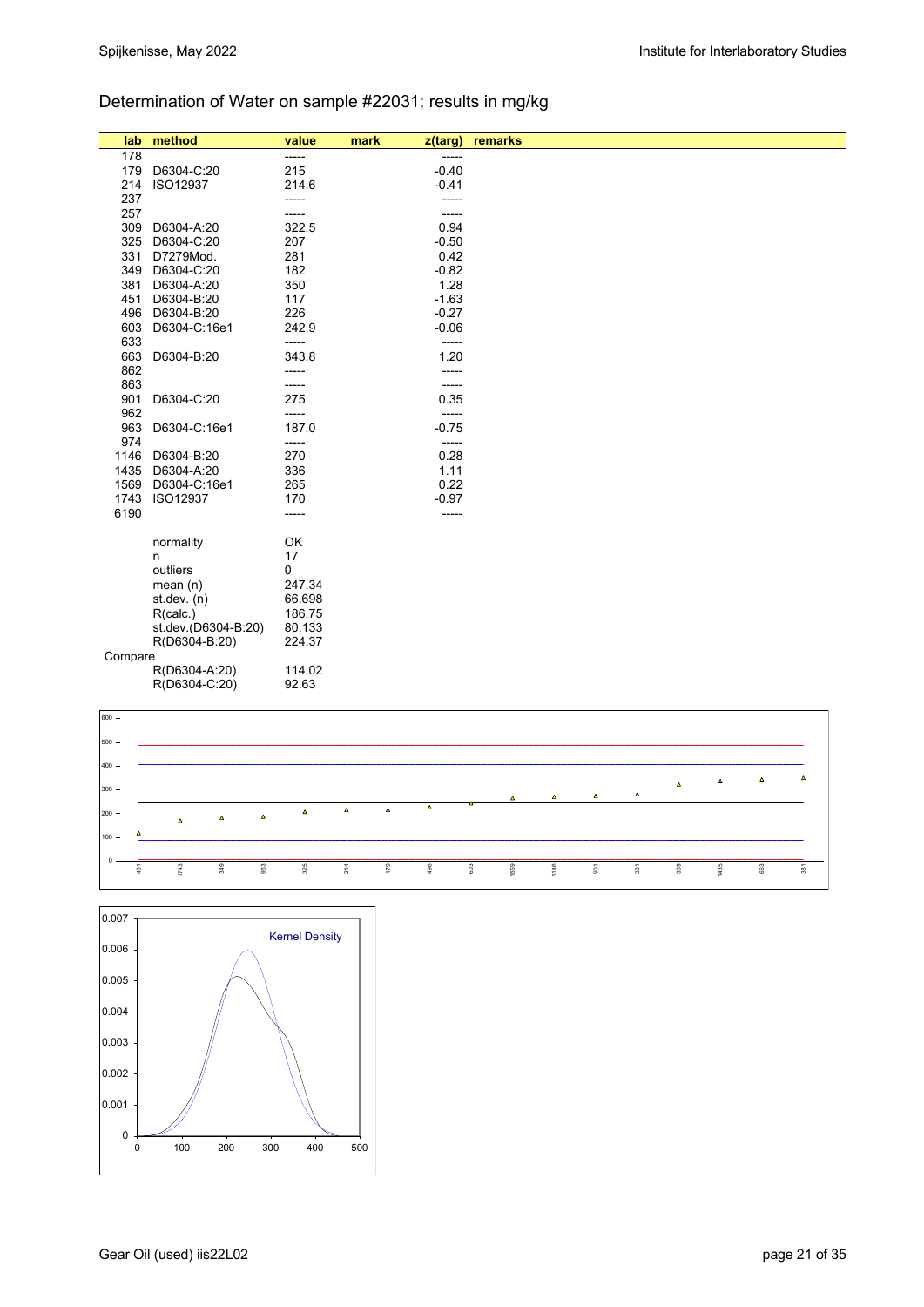## Determination of Water on sample #22031; results in mg/kg

| lab | method | value | mark | z(targ) | remarks |
|---|---|---|---|---|---|
| 178 | | ----- | | ----- | |
| 179 | D6304-C:20 | 215 | | -0.40 | |
| 214 | ISO12937 | 214.6 | | -0.41 | |
| 237 | | ----- | | ----- | |
| 257 | | ----- | | ----- | |
| 309 | D6304-A:20 | 322.5 | | 0.94 | |
| 325 | D6304-C:20 | 207 | | -0.50 | |
| 331 | D7279Mod. | 281 | | 0.42 | |
| 349 | D6304-C:20 | 182 | | -0.82 | |
| 381 | D6304-A:20 | 350 | | 1.28 | |
| 451 | D6304-B:20 | 117 | | -1.63 | |
| 496 | D6304-B:20 | 226 | | -0.27 | |
| 603 | D6304-C:16e1 | 242.9 | | -0.06 | |
| 633 | | ----- | | ----- | |
| 663 | D6304-B:20 | 343.8 | | 1.20 | |
| 862 | | ----- | | ----- | |
| 863 | | ----- | | ----- | |
| 901 | D6304-C:20 | 275 | | 0.35 | |
| 962 | | ----- | | ----- | |
| 963 | D6304-C:16e1 | 187.0 | | -0.75 | |
| 974 | | ----- | | ----- | |
| 1146 | D6304-B:20 | 270 | | 0.28 | |
| 1435 | D6304-A:20 | 336 | | 1.11 | |
| 1569 | D6304-C:16e1 | 265 | | 0.22 | |
| 1743 | ISO12937 | 170 | | -0.97 | |
| 6190 | | ----- | | ----- | |

| | | |
|---|---|---|
| | normality | OK |
| | n | 17 |
| | outliers | 0 |
| | mean (n) | 247.34 |
| | st.dev. (n) | 66.698 |
| | R(calc.) | 186.75 |
| | st.dev.(D6304-B:20) | 80.133 |
| | R(D6304-B:20) | 224.37 |
| Compare | | |
| | R(D6304-A:20) | 114.02 |
| | R(D6304-C:20) | 92.63 |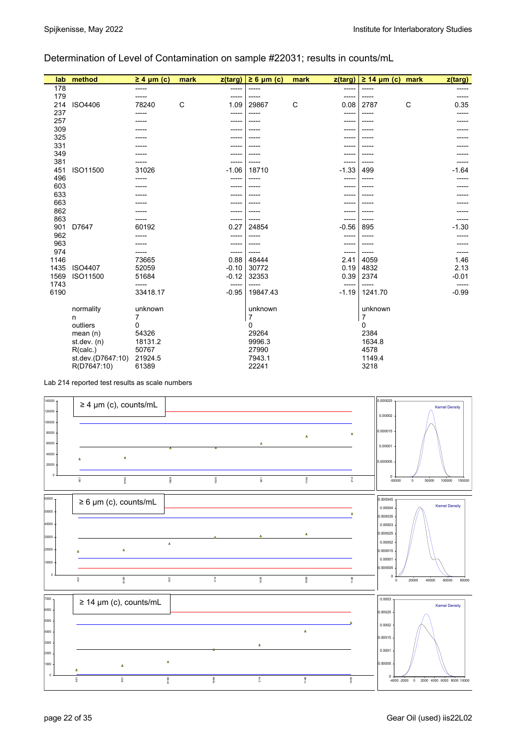Determination of Level of Contamination on sample #22031; results in counts/mL

| lab | method | ≥ 4 µm (c) | mark | z(targ) | ≥ 6 µm (c) | mark | z(targ) | ≥ 14 µm (c) | mark | z(targ) |
|---|---|---|---|---|---|---|---|---|---|---|
| 178 | | ----- | | ----- | ----- | | ----- | ----- | | ----- |
| 179 | | ----- | | ----- | ----- | | ----- | ----- | | ----- |
| 214 | ISO4406 | 78240 | C | 1.09 | 29867 | C | 0.08 | 2787 | C | 0.35 |
| 237 | | ----- | | ----- | ----- | | ----- | ----- | | ----- |
| 257 | | ----- | | ----- | ----- | | ----- | ----- | | ----- |
| 309 | | ----- | | ----- | ----- | | ----- | ----- | | ----- |
| 325 | | ----- | | ----- | ----- | | ----- | ----- | | ----- |
| 331 | | ----- | | ----- | ----- | | ----- | ----- | | ----- |
| 349 | | ----- | | ----- | ----- | | ----- | ----- | | ----- |
| 381 | | ----- | | ----- | ----- | | ----- | ----- | | ----- |
| 451 | ISO11500 | 31026 | | -1.06 | 18710 | | -1.33 | 499 | | -1.64 |
| 496 | | ----- | | ----- | ----- | | ----- | ----- | | ----- |
| 603 | | ----- | | ----- | ----- | | ----- | ----- | | ----- |
| 633 | | ----- | | ----- | ----- | | ----- | ----- | | ----- |
| 663 | | ----- | | ----- | ----- | | ----- | ----- | | ----- |
| 862 | | ----- | | ----- | ----- | | ----- | ----- | | ----- |
| 863 | | ----- | | ----- | ----- | | ----- | ----- | | ----- |
| 901 | D7647 | 60192 | | 0.27 | 24854 | | -0.56 | 895 | | -1.30 |
| 962 | | ----- | | ----- | ----- | | ----- | ----- | | ----- |
| 963 | | ----- | | ----- | ----- | | ----- | ----- | | ----- |
| 974 | | ----- | | ----- | ----- | | ----- | ----- | | ----- |
| 1146 | | 73665 | | 0.88 | 48444 | | 2.41 | 4059 | | 1.46 |
| 1435 | ISO4407 | 52059 | | -0.10 | 30772 | | 0.19 | 4832 | | 2.13 |
| 1569 | ISO11500 | 51684 | | -0.12 | 32353 | | 0.39 | 2374 | | -0.01 |
| 1743 | | ----- | | ----- | ----- | | ----- | ----- | | ----- |
| 6190 | | 33418.17 | | -0.95 | 19847.43 | | -1.19 | 1241.70 | | -0.99 |
| | normality | unknown | | | unknown | | | unknown | | |
| | n | 7 | | | 7 | | | 7 | | |
| | outliers | 0 | | | 0 | | | 0 | | |
| | mean (n) | 54326 | | | 29264 | | | 2384 | | |
| | st.dev. (n) | 18131.2 | | | 9996.3 | | | 1634.8 | | |
| | R(calc.) | 50767 | | | 27990 | | | 4578 | | |
| | st.dev.(D7647:10) | 21924.5 | | | 7943.1 | | | 1149.4 | | |
| | R(D7647:10) | 61389 | | | 22241 | | | 3218 | | |

Lab 214 reported test results as scale numbers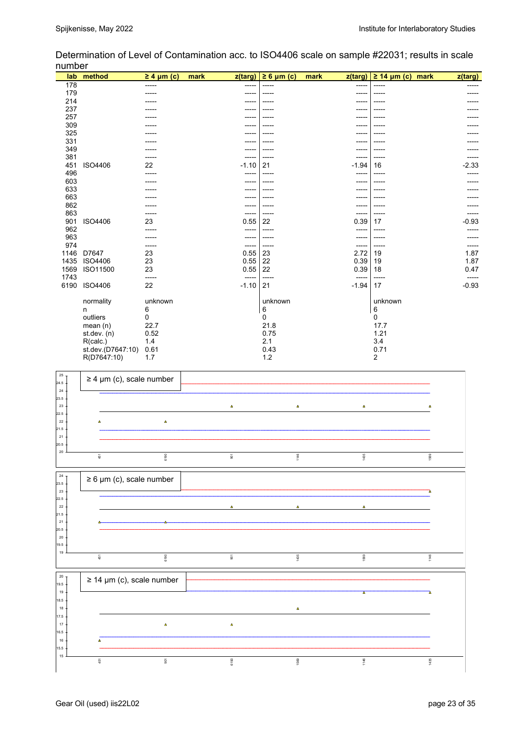Determination of Level of Contamination acc. to ISO4406 scale on sample #22031; results in scale number

| lab | method | ≥ 4 µm (c) | mark | z(targ) | ≥ 6 µm (c) | mark | z(targ) | ≥ 14 µm (c) | mark | z(targ) |
|---|---|---|---|---|---|---|---|---|---|---|
| 178 | | ----- | | ----- | ----- | | ----- | ----- | | ----- |
| 179 | | ----- | | ----- | ----- | | ----- | ----- | | ----- |
| 214 | | ----- | | ----- | ----- | | ----- | ----- | | ----- |
| 237 | | ----- | | ----- | ----- | | ----- | ----- | | ----- |
| 257 | | ----- | | ----- | ----- | | ----- | ----- | | ----- |
| 309 | | ----- | | ----- | ----- | | ----- | ----- | | ----- |
| 325 | | ----- | | ----- | ----- | | ----- | ----- | | ----- |
| 331 | | ----- | | ----- | ----- | | ----- | ----- | | ----- |
| 349 | | ----- | | ----- | ----- | | ----- | ----- | | ----- |
| 381 | | ----- | | ----- | ----- | | ----- | ----- | | ----- |
| 451 | ISO4406 | 22 | | -1.10 | 21 | | -1.94 | 16 | | -2.33 |
| 496 | | ----- | | ----- | ----- | | ----- | ----- | | ----- |
| 603 | | ----- | | ----- | ----- | | ----- | ----- | | ----- |
| 633 | | ----- | | ----- | ----- | | ----- | ----- | | ----- |
| 663 | | ----- | | ----- | ----- | | ----- | ----- | | ----- |
| 862 | | ----- | | ----- | ----- | | ----- | ----- | | ----- |
| 863 | | ----- | | ----- | ----- | | ----- | ----- | | ----- |
| 901 | ISO4406 | 23 | | 0.55 | 22 | | 0.39 | 17 | | -0.93 |
| 962 | | ----- | | ----- | ----- | | ----- | ----- | | ----- |
| 963 | | ----- | | ----- | ----- | | ----- | ----- | | ----- |
| 974 | | ----- | | ----- | ----- | | ----- | ----- | | ----- |
| 1146 | D7647 | 23 | | 0.55 | 23 | | 2.72 | 19 | | 1.87 |
| 1435 | ISO4406 | 23 | | 0.55 | 22 | | 0.39 | 19 | | 1.87 |
| 1569 | ISO11500 | 23 | | 0.55 | 22 | | 0.39 | 18 | | 0.47 |
| 1743 | | ----- | | ----- | ----- | | ----- | ----- | | ----- |
| 6190 | ISO4406 | 22 | | -1.10 | 21 | | -1.94 | 17 | | -0.93 |
| | normality | unknown | | | unknown | | | unknown | | |
| | n | 6 | | | 6 | | | 6 | | |
| | outliers | 0 | | | 0 | | | 0 | | |
| | mean (n) | 22.7 | | | 21.8 | | | 17.7 | | |
| | st.dev. (n) | 0.52 | | | 0.75 | | | 1.21 | | |
| | R(calc.) | 1.4 | | | 2.1 | | | 3.4 | | |
| | st.dev.(D7647:10) | 0.61 | | | 0.43 | | | 0.71 | | |
| | R(D7647:10) | 1.7 | | | 1.2 | | | 2 | | |

≥ 4 µm (c), scale number

≥ 6 µm (c), scale number

≥ 14 µm (c), scale number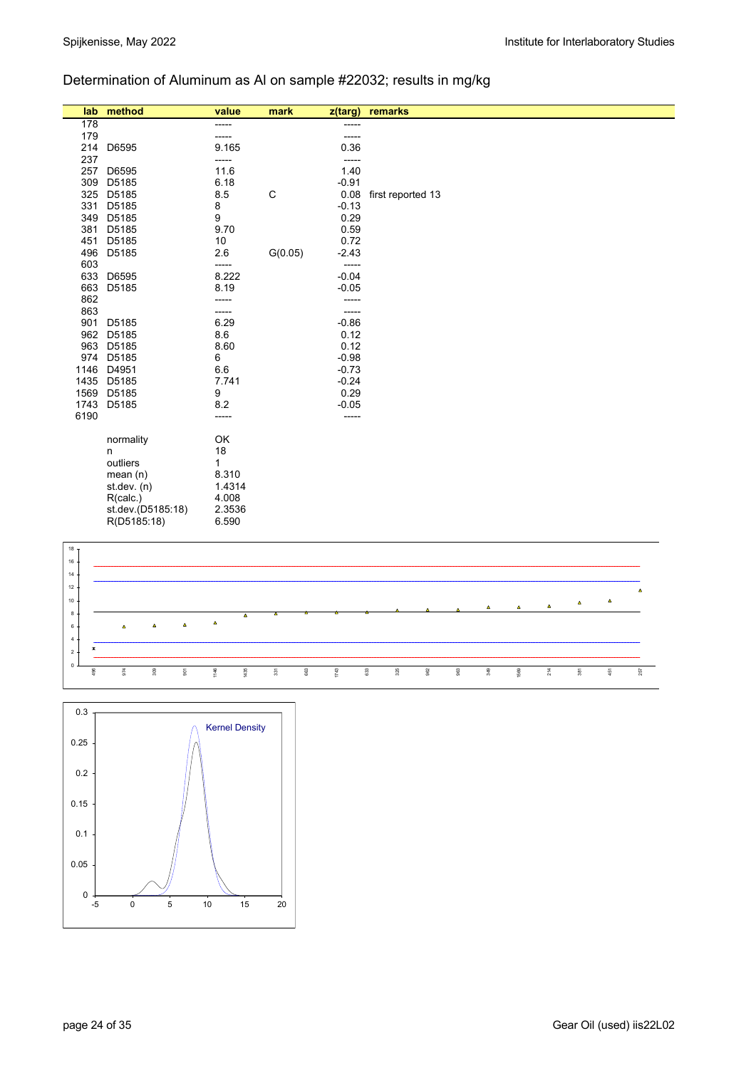## Determination of Aluminum as Al on sample #22032; results in mg/kg

| lab | method | value | mark | z(targ) | remarks |
|---|---|---|---|---|---|
| 178 | | ----- | | ----- | |
| 179 | | ----- | | ----- | |
| 214 | D6595 | 9.165 | | 0.36 | |
| 237 | | ----- | | ----- | |
| 257 | D6595 | 11.6 | | 1.40 | |
| 309 | D5185 | 6.18 | | -0.91 | |
| 325 | D5185 | 8.5 | C | 0.08 | first reported 13 |
| 331 | D5185 | 8 | | -0.13 | |
| 349 | D5185 | 9 | | 0.29 | |
| 381 | D5185 | 9.70 | | 0.59 | |
| 451 | D5185 | 10 | | 0.72 | |
| 496 | D5185 | 2.6 | G(0.05) | -2.43 | |
| 603 | | ----- | | ----- | |
| 633 | D6595 | 8.222 | | -0.04 | |
| 663 | D5185 | 8.19 | | -0.05 | |
| 862 | | ----- | | ----- | |
| 863 | | ----- | | ----- | |
| 901 | D5185 | 6.29 | | -0.86 | |
| 962 | D5185 | 8.6 | | 0.12 | |
| 963 | D5185 | 8.60 | | 0.12 | |
| 974 | D5185 | 6 | | -0.98 | |
| 1146 | D4951 | 6.6 | | -0.73 | |
| 1435 | D5185 | 7.741 | | -0.24 | |
| 1569 | D5185 | 9 | | 0.29 | |
| 1743 | D5185 | 8.2 | | -0.05 | |
| 6190 | | ----- | | ----- | |

| | |
|---|---|
| normality | OK |
| n | 18 |
| outliers | 1 |
| mean (n) | 8.310 |
| st.dev. (n) | 1.4314 |
| R(calc.) | 4.008 |
| st.dev.(D5185:18) | 2.3536 |
| R(D5185:18) | 6.590 |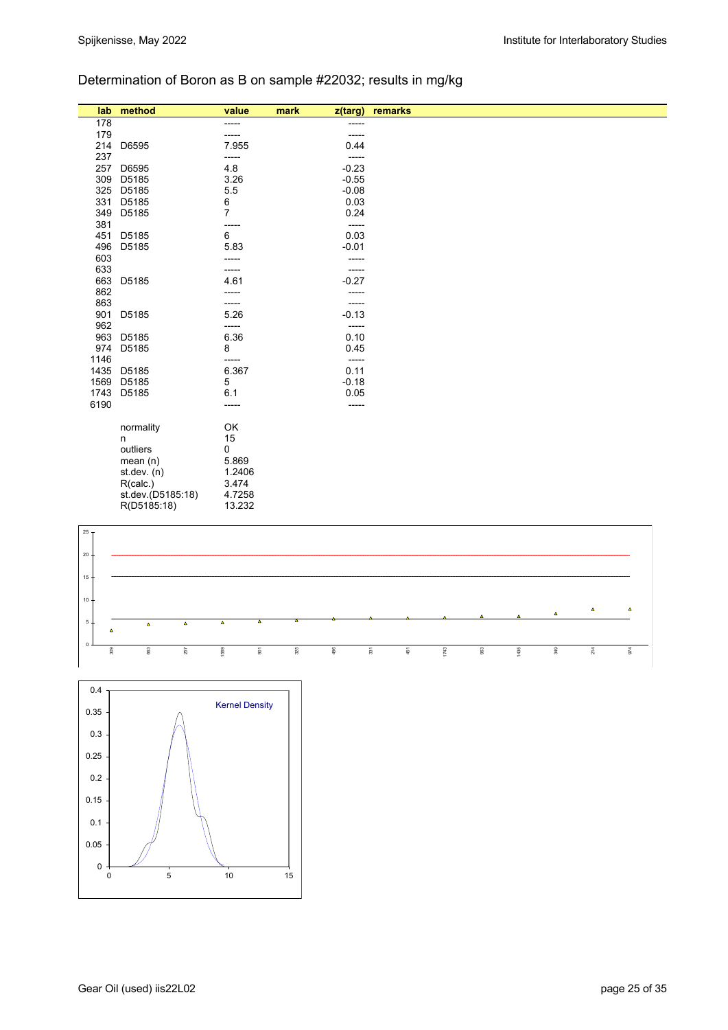## Determination of Boron as B on sample #22032; results in mg/kg

| lab | method | value | mark | z(targ) | remarks |
|---|---|---|---|---|---|
| 178 | | ----- | | ----- | |
| 179 | | ----- | | ----- | |
| 214 | D6595 | 7.955 | | 0.44 | |
| 237 | | ----- | | ----- | |
| 257 | D6595 | 4.8 | | -0.23 | |
| 309 | D5185 | 3.26 | | -0.55 | |
| 325 | D5185 | 5.5 | | -0.08 | |
| 331 | D5185 | 6 | | 0.03 | |
| 349 | D5185 | 7 | | 0.24 | |
| 381 | | ----- | | ----- | |
| 451 | D5185 | 6 | | 0.03 | |
| 496 | D5185 | 5.83 | | -0.01 | |
| 603 | | ----- | | ----- | |
| 633 | | ----- | | ----- | |
| 663 | D5185 | 4.61 | | -0.27 | |
| 862 | | ----- | | ----- | |
| 863 | | ----- | | ----- | |
| 901 | D5185 | 5.26 | | -0.13 | |
| 962 | | ----- | | ----- | |
| 963 | D5185 | 6.36 | | 0.10 | |
| 974 | D5185 | 8 | | 0.45 | |
| 1146 | | ----- | | ----- | |
| 1435 | D5185 | 6.367 | | 0.11 | |
| 1569 | D5185 | 5 | | -0.18 | |
| 1743 | D5185 | 6.1 | | 0.05 | |
| 6190 | | ----- | | ----- | |

| | |
|---|---|
| normality | OK |
| n | 15 |
| outliers | 0 |
| mean (n) | 5.869 |
| st.dev. (n) | 1.2406 |
| R(calc.) | 3.474 |
| st.dev.(D5185:18) | 4.7258 |
| R(D5185:18) | 13.232 |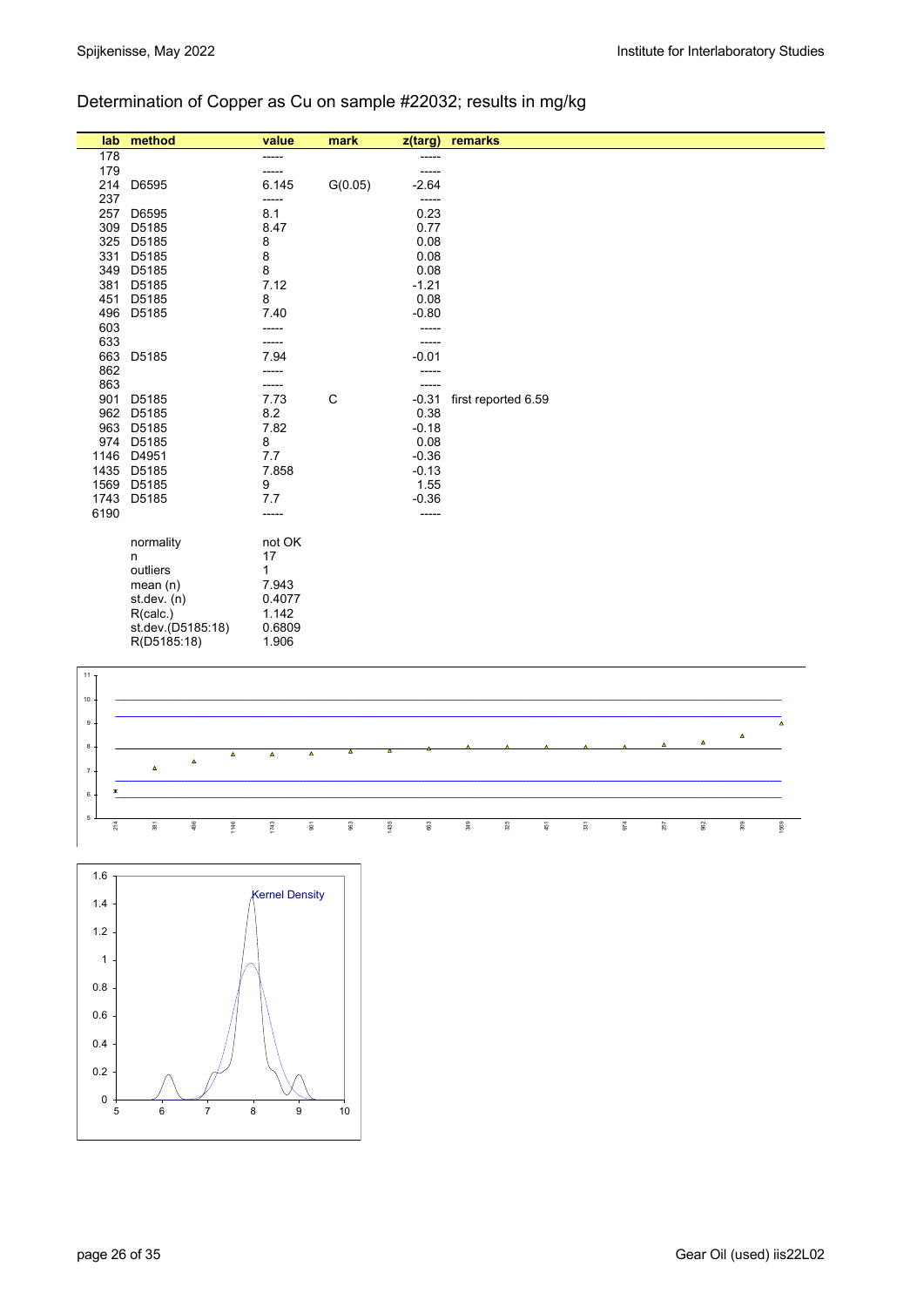## Determination of Copper as Cu on sample #22032; results in mg/kg

| lab | method | value | mark | z(targ) | remarks |
|---|---|---|---|---|---|
| 178 | | ----- | | ----- | |
| 179 | | ----- | | ----- | |
| 214 | D6595 | 6.145 | G(0.05) | -2.64 | |
| 237 | | ----- | | ----- | |
| 257 | D6595 | 8.1 | | 0.23 | |
| 309 | D5185 | 8.47 | | 0.77 | |
| 325 | D5185 | 8 | | 0.08 | |
| 331 | D5185 | 8 | | 0.08 | |
| 349 | D5185 | 8 | | 0.08 | |
| 381 | D5185 | 7.12 | | -1.21 | |
| 451 | D5185 | 8 | | 0.08 | |
| 496 | D5185 | 7.40 | | -0.80 | |
| 603 | | ----- | | ----- | |
| 633 | | ----- | | ----- | |
| 663 | D5185 | 7.94 | | -0.01 | |
| 862 | | ----- | | ----- | |
| 863 | | ----- | | ----- | |
| 901 | D5185 | 7.73 | C | -0.31 | first reported 6.59 |
| 962 | D5185 | 8.2 | | 0.38 | |
| 963 | D5185 | 7.82 | | -0.18 | |
| 974 | D5185 | 8 | | 0.08 | |
| 1146 | D4951 | 7.7 | | -0.36 | |
| 1435 | D5185 | 7.858 | | -0.13 | |
| 1569 | D5185 | 9 | | 1.55 | |
| 1743 | D5185 | 7.7 | | -0.36 | |
| 6190 | | ----- | | ----- | |

| | |
|---|---|
| normality | not OK |
| n | 17 |
| outliers | 1 |
| mean (n) | 7.943 |
| st.dev. (n) | 0.4077 |
| R(calc.) | 1.142 |
| st.dev.(D5185:18) | 0.6809 |
| R(D5185:18) | 1.906 |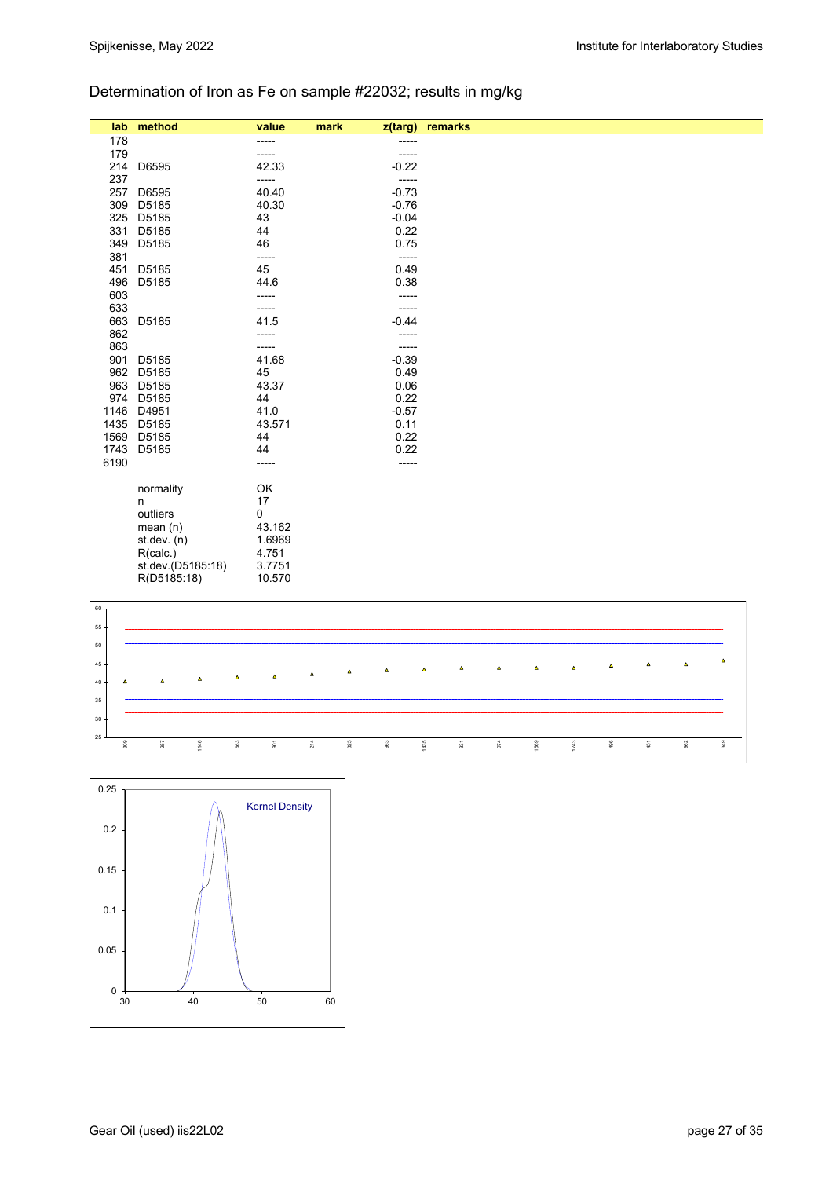## Determination of Iron as Fe on sample #22032; results in mg/kg

| lab | method | value | mark | z(targ) | remarks |
|---|---|---|---|---|---|
| 178 | | ----- | | ----- | |
| 179 | | ----- | | ----- | |
| 214 | D6595 | 42.33 | | -0.22 | |
| 237 | | ----- | | ----- | |
| 257 | D6595 | 40.40 | | -0.73 | |
| 309 | D5185 | 40.30 | | -0.76 | |
| 325 | D5185 | 43 | | -0.04 | |
| 331 | D5185 | 44 | | 0.22 | |
| 349 | D5185 | 46 | | 0.75 | |
| 381 | | ----- | | ----- | |
| 451 | D5185 | 45 | | 0.49 | |
| 496 | D5185 | 44.6 | | 0.38 | |
| 603 | | ----- | | ----- | |
| 633 | | ----- | | ----- | |
| 663 | D5185 | 41.5 | | -0.44 | |
| 862 | | ----- | | ----- | |
| 863 | | ----- | | ----- | |
| 901 | D5185 | 41.68 | | -0.39 | |
| 962 | D5185 | 45 | | 0.49 | |
| 963 | D5185 | 43.37 | | 0.06 | |
| 974 | D5185 | 44 | | 0.22 | |
| 1146 | D4951 | 41.0 | | -0.57 | |
| 1435 | D5185 | 43.571 | | 0.11 | |
| 1569 | D5185 | 44 | | 0.22 | |
| 1743 | D5185 | 44 | | 0.22 | |
| 6190 | | ----- | | ----- | |

| | |
|---|---|
| normality | OK |
| n | 17 |
| outliers | 0 |
| mean (n) | 43.162 |
| st.dev. (n) | 1.6969 |
| R(calc.) | 4.751 |
| st.dev.(D5185:18) | 3.7751 |
| R(D5185:18) | 10.570 |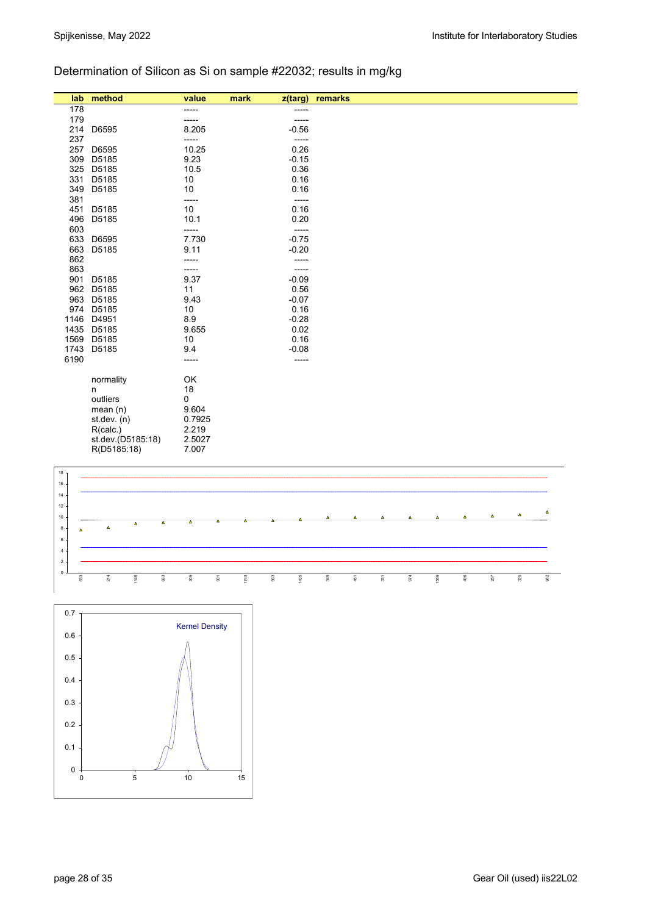## Determination of Silicon as Si on sample #22032; results in mg/kg

| lab | method | value | mark | z(targ) | remarks |
|---|---|---|---|---|---|
| 178 | | ----- | | ----- | |
| 179 | | ----- | | ----- | |
| 214 | D6595 | 8.205 | | -0.56 | |
| 237 | | ----- | | ----- | |
| 257 | D6595 | 10.25 | | 0.26 | |
| 309 | D5185 | 9.23 | | -0.15 | |
| 325 | D5185 | 10.5 | | 0.36 | |
| 331 | D5185 | 10 | | 0.16 | |
| 349 | D5185 | 10 | | 0.16 | |
| 381 | | ----- | | ----- | |
| 451 | D5185 | 10 | | 0.16 | |
| 496 | D5185 | 10.1 | | 0.20 | |
| 603 | | ----- | | ----- | |
| 633 | D6595 | 7.730 | | -0.75 | |
| 663 | D5185 | 9.11 | | -0.20 | |
| 862 | | ----- | | ----- | |
| 863 | | ----- | | ----- | |
| 901 | D5185 | 9.37 | | -0.09 | |
| 962 | D5185 | 11 | | 0.56 | |
| 963 | D5185 | 9.43 | | -0.07 | |
| 974 | D5185 | 10 | | 0.16 | |
| 1146 | D4951 | 8.9 | | -0.28 | |
| 1435 | D5185 | 9.655 | | 0.02 | |
| 1569 | D5185 | 10 | | 0.16 | |
| 1743 | D5185 | 9.4 | | -0.08 | |
| 6190 | | ----- | | ----- | |
| | normality | OK | | | |
| | n | 18 | | | |
| | outliers | 0 | | | |
| | mean (n) | 9.604 | | | |
| | st.dev. (n) | 0.7925 | | | |
| | R(calc.) | 2.219 | | | |
| | st.dev.(D5185:18) | 2.5027 | | | |
| | R(D5185:18) | 7.007 | | | |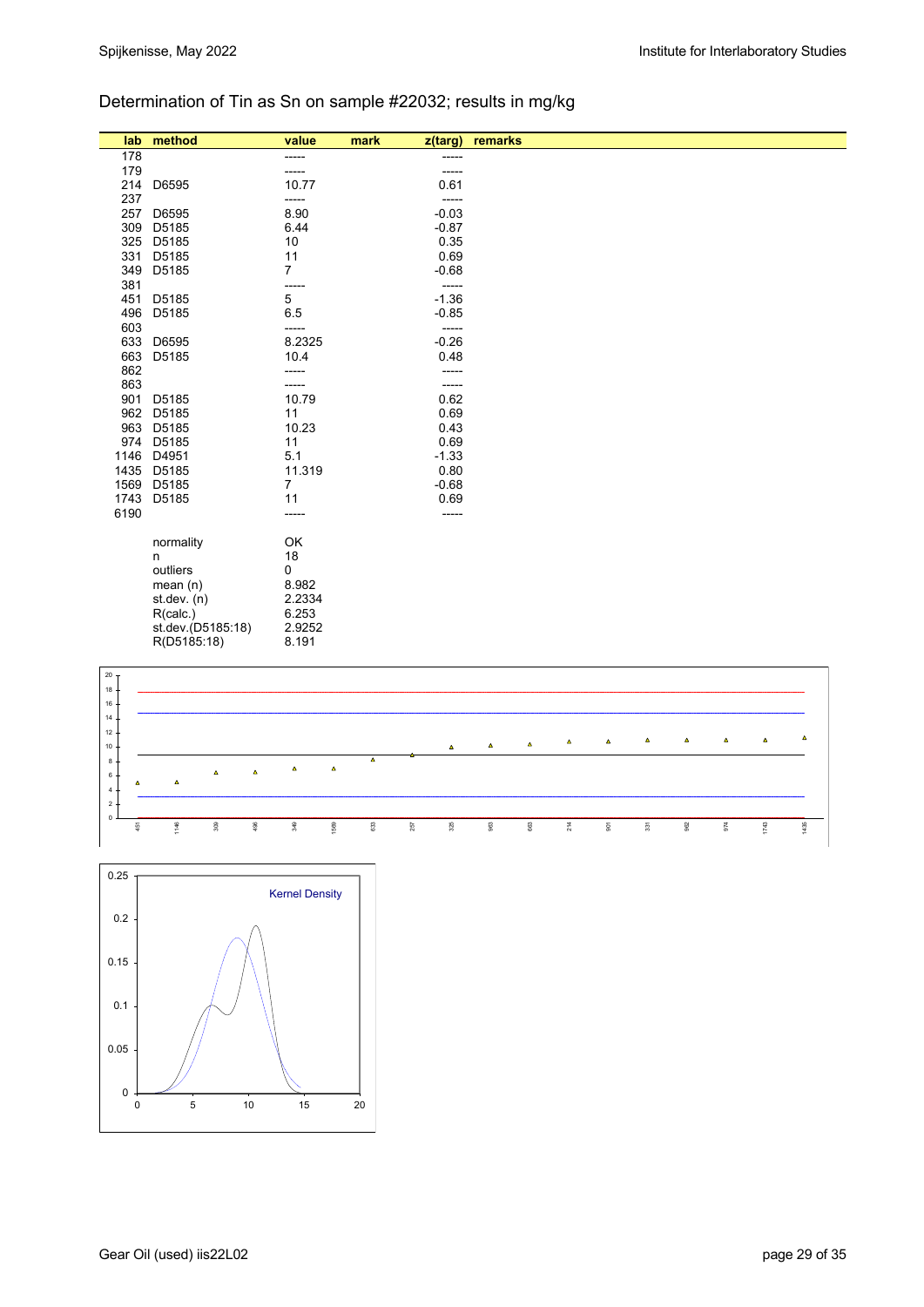Determination of Tin as Sn on sample #22032; results in mg/kg

| lab | method | value | mark | z(targ) | remarks |
|---|---|---|---|---|---|
| 178 | | ----- | | ----- | |
| 179 | | ----- | | ----- | |
| 214 | D6595 | 10.77 | | 0.61 | |
| 237 | | ----- | | ----- | |
| 257 | D6595 | 8.90 | | -0.03 | |
| 309 | D5185 | 6.44 | | -0.87 | |
| 325 | D5185 | 10 | | 0.35 | |
| 331 | D5185 | 11 | | 0.69 | |
| 349 | D5185 | 7 | | -0.68 | |
| 381 | | ----- | | ----- | |
| 451 | D5185 | 5 | | -1.36 | |
| 496 | D5185 | 6.5 | | -0.85 | |
| 603 | | ----- | | ----- | |
| 633 | D6595 | 8.2325 | | -0.26 | |
| 663 | D5185 | 10.4 | | 0.48 | |
| 862 | | ----- | | ----- | |
| 863 | | ----- | | ----- | |
| 901 | D5185 | 10.79 | | 0.62 | |
| 962 | D5185 | 11 | | 0.69 | |
| 963 | D5185 | 10.23 | | 0.43 | |
| 974 | D5185 | 11 | | 0.69 | |
| 1146 | D4951 | 5.1 | | -1.33 | |
| 1435 | D5185 | 11.319 | | 0.80 | |
| 1569 | D5185 | 7 | | -0.68 | |
| 1743 | D5185 | 11 | | 0.69 | |
| 6190 | | ----- | | ----- | |
| | normality | OK | | | |
| | n | 18 | | | |
| | outliers | 0 | | | |
| | mean (n) | 8.982 | | | |
| | st.dev. (n) | 2.2334 | | | |
| | R(calc.) | 6.253 | | | |
| | st.dev.(D5185:18) | 2.9252 | | | |
| | R(D5185:18) | 8.191 | | | |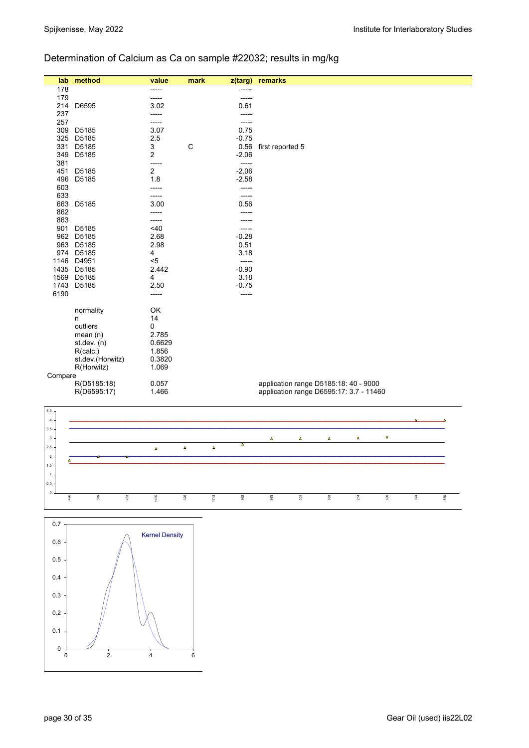## Determination of Calcium as Ca on sample #22032; results in mg/kg

| lab | method | value | mark | z(targ) | remarks |
|---|---|---|---|---|---|
| 178 | | ----- | | ----- | |
| 179 | | ----- | | ----- | |
| 214 | D6595 | 3.02 | | 0.61 | |
| 237 | | ----- | | ----- | |
| 257 | | ----- | | ----- | |
| 309 | D5185 | 3.07 | | 0.75 | |
| 325 | D5185 | 2.5 | | -0.75 | |
| 331 | D5185 | 3 | C | 0.56 | first reported 5 |
| 349 | D5185 | 2 | | -2.06 | |
| 381 | | ----- | | ----- | |
| 451 | D5185 | 2 | | -2.06 | |
| 496 | D5185 | 1.8 | | -2.58 | |
| 603 | | ----- | | ----- | |
| 633 | | ----- | | ----- | |
| 663 | D5185 | 3.00 | | 0.56 | |
| 862 | | ----- | | ----- | |
| 863 | | ----- | | ----- | |
| 901 | D5185 | <40 | | ----- | |
| 962 | D5185 | 2.68 | | -0.28 | |
| 963 | D5185 | 2.98 | | 0.51 | |
| 974 | D5185 | 4 | | 3.18 | |
| 1146 | D4951 | <5 | | ----- | |
| 1435 | D5185 | 2.442 | | -0.90 | |
| 1569 | D5185 | 4 | | 3.18 | |
| 1743 | D5185 | 2.50 | | -0.75 | |
| 6190 | | ----- | | ----- | |
| | normality | OK | | | |
| | n | 14 | | | |
| | outliers | 0 | | | |
| | mean (n) | 2.785 | | | |
| | st.dev. (n) | 0.6629 | | | |
| | R(calc.) | 1.856 | | | |
| | st.dev.(Horwitz) | 0.3820 | | | |
| | R(Horwitz) | 1.069 | | | |
| Compare | | | | | |
| | R(D5185:18) | 0.057 | | | application range D5185:18: 40 - 9000 |
| | R(D6595:17) | 1.466 | | | application range D6595:17: 3.7 - 11460 |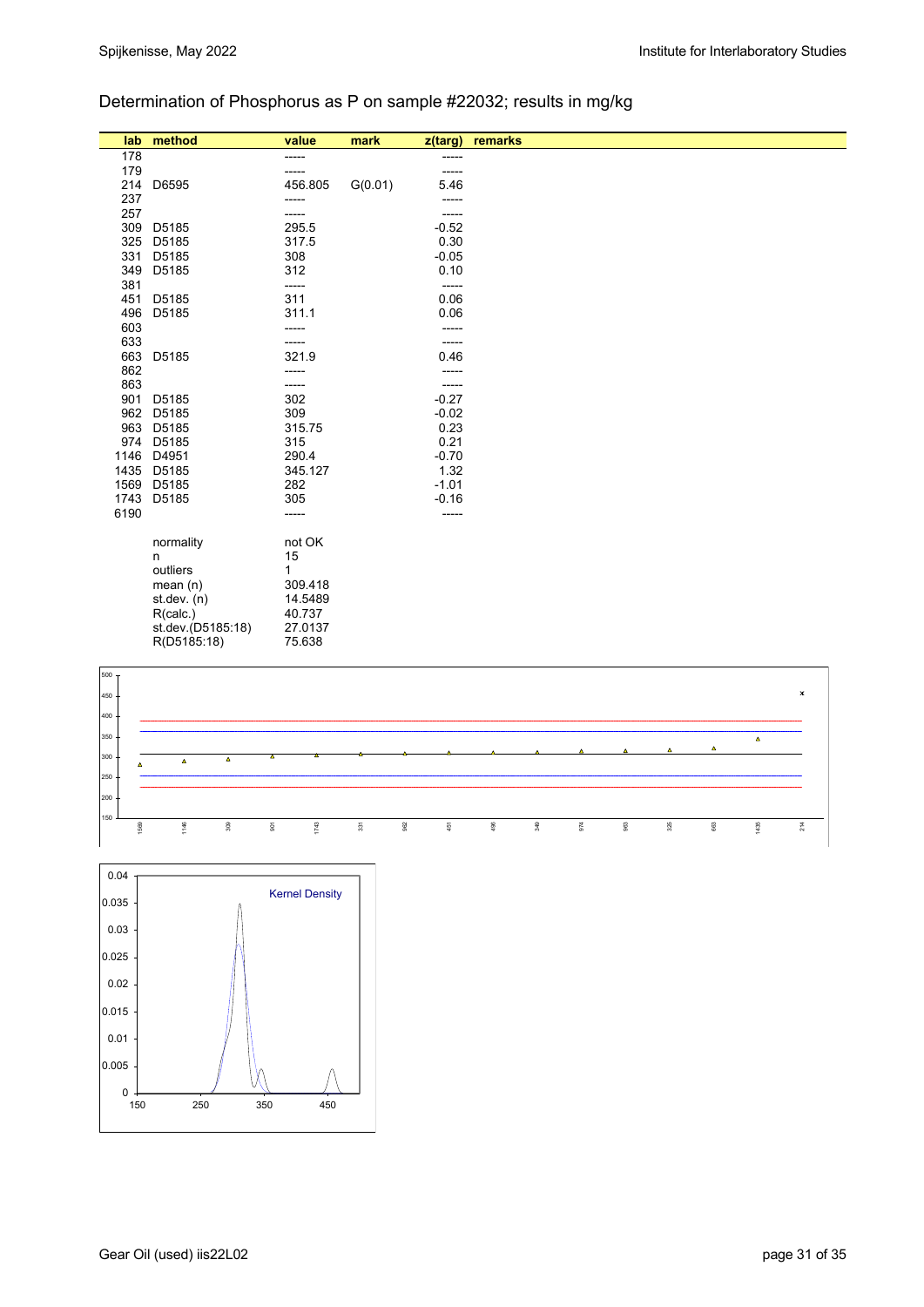## Determination of Phosphorus as P on sample #22032; results in mg/kg

| lab | method | value | mark | z(targ) | remarks |
|---|---|---|---|---|---|
| 178 | | ----- | | ----- | |
| 179 | | ----- | | ----- | |
| 214 | D6595 | 456.805 | G(0.01) | 5.46 | |
| 237 | | ----- | | ----- | |
| 257 | | ----- | | ----- | |
| 309 | D5185 | 295.5 | | -0.52 | |
| 325 | D5185 | 317.5 | | 0.30 | |
| 331 | D5185 | 308 | | -0.05 | |
| 349 | D5185 | 312 | | 0.10 | |
| 381 | | ----- | | ----- | |
| 451 | D5185 | 311 | | 0.06 | |
| 496 | D5185 | 311.1 | | 0.06 | |
| 603 | | ----- | | ----- | |
| 633 | | ----- | | ----- | |
| 663 | D5185 | 321.9 | | 0.46 | |
| 862 | | ----- | | ----- | |
| 863 | | ----- | | ----- | |
| 901 | D5185 | 302 | | -0.27 | |
| 962 | D5185 | 309 | | -0.02 | |
| 963 | D5185 | 315.75 | | 0.23 | |
| 974 | D5185 | 315 | | 0.21 | |
| 1146 | D4951 | 290.4 | | -0.70 | |
| 1435 | D5185 | 345.127 | | 1.32 | |
| 1569 | D5185 | 282 | | -1.01 | |
| 1743 | D5185 | 305 | | -0.16 | |
| 6190 | | ----- | | ----- | |

| | |
|---|---|
| normality | not OK |
| n | 15 |
| outliers | 1 |
| mean (n) | 309.418 |
| st.dev. (n) | 14.5489 |
| R(calc.) | 40.737 |
| st.dev.(D5185:18) | 27.0137 |
| R(D5185:18) | 75.638 |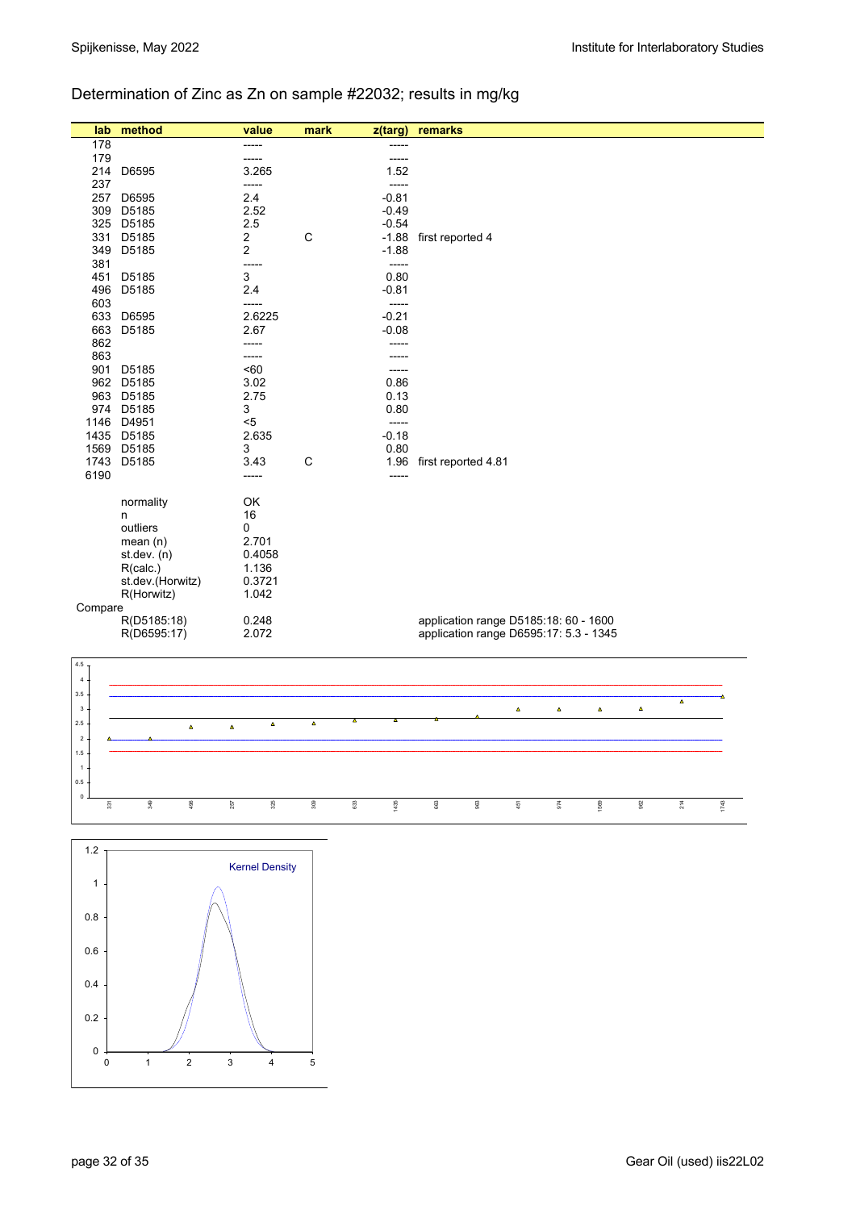## Determination of Zinc as Zn on sample #22032; results in mg/kg

| lab | method | value | mark | z(targ) | remarks |
|---|---|---|---|---|---|
| 178 | | ----- | | ----- | |
| 179 | | ----- | | ----- | |
| 214 | D6595 | 3.265 | | 1.52 | |
| 237 | | ----- | | ----- | |
| 257 | D6595 | 2.4 | | -0.81 | |
| 309 | D5185 | 2.52 | | -0.49 | |
| 325 | D5185 | 2.5 | | -0.54 | |
| 331 | D5185 | 2 | C | -1.88 | first reported 4 |
| 349 | D5185 | 2 | | -1.88 | |
| 381 | | ----- | | ----- | |
| 451 | D5185 | 3 | | 0.80 | |
| 496 | D5185 | 2.4 | | -0.81 | |
| 603 | | ----- | | ----- | |
| 633 | D6595 | 2.6225 | | -0.21 | |
| 663 | D5185 | 2.67 | | -0.08 | |
| 862 | | ----- | | ----- | |
| 863 | | ----- | | ----- | |
| 901 | D5185 | <60 | | ----- | |
| 962 | D5185 | 3.02 | | 0.86 | |
| 963 | D5185 | 2.75 | | 0.13 | |
| 974 | D5185 | 3 | | 0.80 | |
| 1146 | D4951 | <5 | | ----- | |
| 1435 | D5185 | 2.635 | | -0.18 | |
| 1569 | D5185 | 3 | | 0.80 | |
| 1743 | D5185 | 3.43 | C | 1.96 | first reported 4.81 |
| 6190 | | ----- | | ----- | |
| | normality | OK | | | |
| | n | 16 | | | |
| | outliers | 0 | | | |
| | mean (n) | 2.701 | | | |
| | st.dev. (n) | 0.4058 | | | |
| | R(calc.) | 1.136 | | | |
| | st.dev.(Horwitz) | 0.3721 | | | |
| | R(Horwitz) | 1.042 | | | |
| Compare | | | | | |
| | R(D5185:18) | 0.248 | | | application range D5185:18: 60 - 1600 |
| | R(D6595:17) | 2.072 | | | application range D6595:17: 5.3 - 1345 |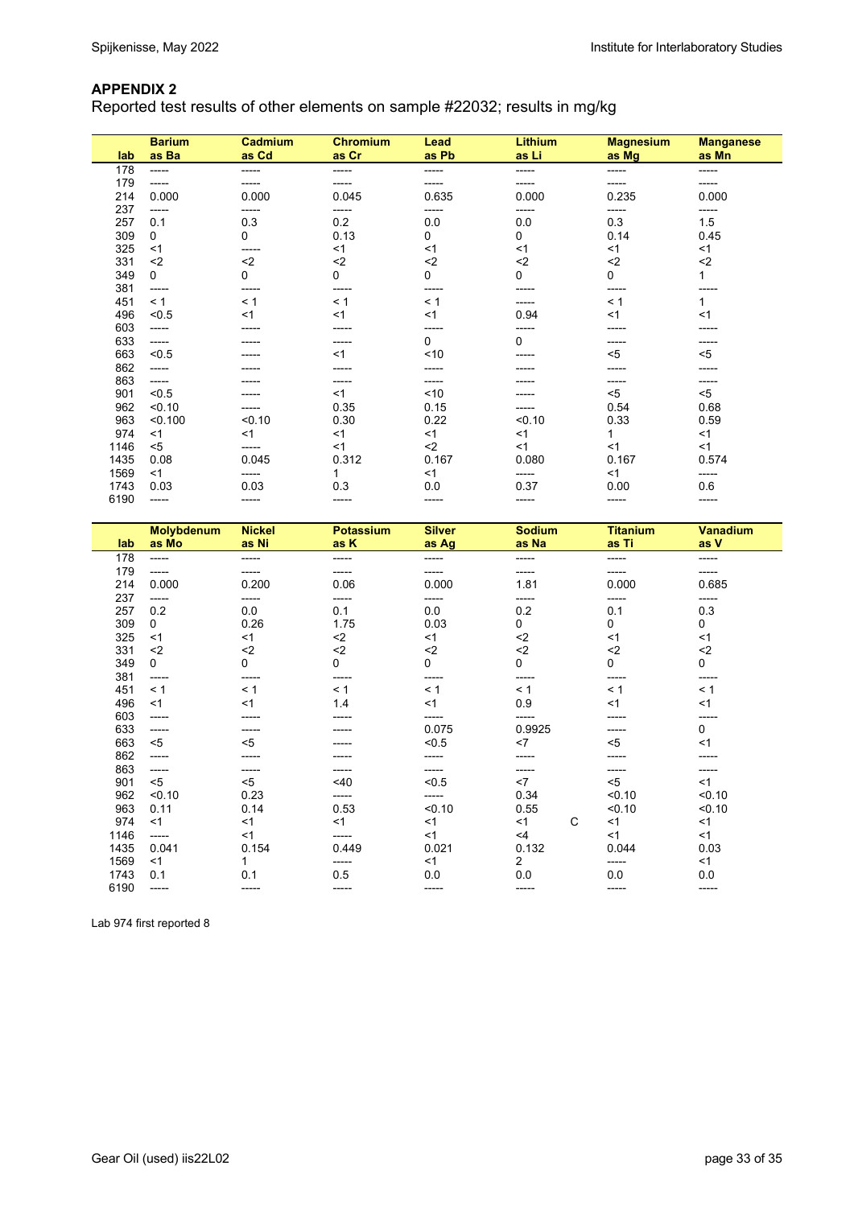## APPENDIX 2

Reported test results of other elements on sample #22032; results in mg/kg

| lab | Barium as Ba | Cadmium as Cd | Chromium as Cr | Lead as Pb | Lithium as Li | Magnesium as Mg | Manganese as Mn |
|---|---|---|---|---|---|---|---|
| 178 | ----- | ----- | ----- | ----- | ----- | ----- | ----- |
| 179 | ----- | ----- | ----- | ----- | ----- | ----- | ----- |
| 214 | 0.000 | 0.000 | 0.045 | 0.635 | 0.000 | 0.235 | 0.000 |
| 237 | ----- | ----- | ----- | ----- | ----- | ----- | ----- |
| 257 | 0.1 | 0.3 | 0.2 | 0.0 | 0.0 | 0.3 | 1.5 |
| 309 | 0 | 0 | 0.13 | 0 | 0 | 0.14 | 0.45 |
| 325 | <1 | ----- | <1 | <1 | <1 | <1 | <1 |
| 331 | <2 | <2 | <2 | <2 | <2 | <2 | <2 |
| 349 | 0 | 0 | 0 | 0 | 0 | 0 | 1 |
| 381 | ----- | ----- | ----- | ----- | ----- | ----- | ----- |
| 451 | < 1 | < 1 | < 1 | < 1 | ----- | < 1 | 1 |
| 496 | <0.5 | <1 | <1 | <1 | 0.94 | <1 | <1 |
| 603 | ----- | ----- | ----- | ----- | ----- | ----- | ----- |
| 633 | ----- | ----- | ----- | 0 | 0 | ----- | ----- |
| 663 | <0.5 | ----- | <1 | <10 | ----- | <5 | <5 |
| 862 | ----- | ----- | ----- | ----- | ----- | ----- | ----- |
| 863 | ----- | ----- | ----- | ----- | ----- | ----- | ----- |
| 901 | <0.5 | ----- | <1 | <10 | ----- | <5 | <5 |
| 962 | <0.10 | ----- | 0.35 | 0.15 | ----- | 0.54 | 0.68 |
| 963 | <0.100 | <0.10 | 0.30 | 0.22 | <0.10 | 0.33 | 0.59 |
| 974 | <1 | <1 | <1 | <1 | <1 | 1 | <1 |
| 1146 | <5 | ----- | <1 | <2 | <1 | <1 | <1 |
| 1435 | 0.08 | 0.045 | 0.312 | 0.167 | 0.080 | 0.167 | 0.574 |
| 1569 | <1 | ----- | 1 | <1 | ----- | <1 | ----- |
| 1743 | 0.03 | 0.03 | 0.3 | 0.0 | 0.37 | 0.00 | 0.6 |
| 6190 | ----- | ----- | ----- | ----- | ----- | ----- | ----- |

| lab | Molybdenum as Mo | Nickel as Ni | Potassium as K | Silver as Ag | Sodium as Na | | Titanium as Ti | Vanadium as V |
|---|---|---|---|---|---|---|---|---|
| 178 | ----- | ----- | ----- | ----- | ----- | | ----- | ----- |
| 179 | ----- | ----- | ----- | ----- | ----- | | ----- | ----- |
| 214 | 0.000 | 0.200 | 0.06 | 0.000 | 1.81 | | 0.000 | 0.685 |
| 237 | ----- | ----- | ----- | ----- | ----- | | ----- | ----- |
| 257 | 0.2 | 0.0 | 0.1 | 0.0 | 0.2 | | 0.1 | 0.3 |
| 309 | 0 | 0.26 | 1.75 | 0.03 | 0 | | 0 | 0 |
| 325 | <1 | <1 | <2 | <1 | <2 | | <1 | <1 |
| 331 | <2 | <2 | <2 | <2 | <2 | | <2 | <2 |
| 349 | 0 | 0 | 0 | 0 | 0 | | 0 | 0 |
| 381 | ----- | ----- | ----- | ----- | ----- | | ----- | ----- |
| 451 | < 1 | < 1 | < 1 | < 1 | < 1 | | < 1 | < 1 |
| 496 | <1 | <1 | 1.4 | <1 | 0.9 | | <1 | <1 |
| 603 | ----- | ----- | ----- | ----- | ----- | | ----- | ----- |
| 633 | ----- | ----- | ----- | 0.075 | 0.9925 | | ----- | 0 |
| 663 | <5 | <5 | ----- | <0.5 | <7 | | <5 | <1 |
| 862 | ----- | ----- | ----- | ----- | ----- | | ----- | ----- |
| 863 | ----- | ----- | ----- | ----- | ----- | | ----- | ----- |
| 901 | <5 | <5 | <40 | <0.5 | <7 | | <5 | <1 |
| 962 | <0.10 | 0.23 | ----- | ----- | 0.34 | | <0.10 | <0.10 |
| 963 | 0.11 | 0.14 | 0.53 | <0.10 | 0.55 | | <0.10 | <0.10 |
| 974 | <1 | <1 | <1 | <1 | <1 | C | <1 | <1 |
| 1146 | ----- | <1 | ----- | <1 | <4 | | <1 | <1 |
| 1435 | 0.041 | 0.154 | 0.449 | 0.021 | 0.132 | | 0.044 | 0.03 |
| 1569 | <1 | 1 | ----- | <1 | 2 | | ----- | <1 |
| 1743 | 0.1 | 0.1 | 0.5 | 0.0 | 0.0 | | 0.0 | 0.0 |
| 6190 | ----- | ----- | ----- | ----- | ----- | | ----- | ----- |

Lab 974 first reported 8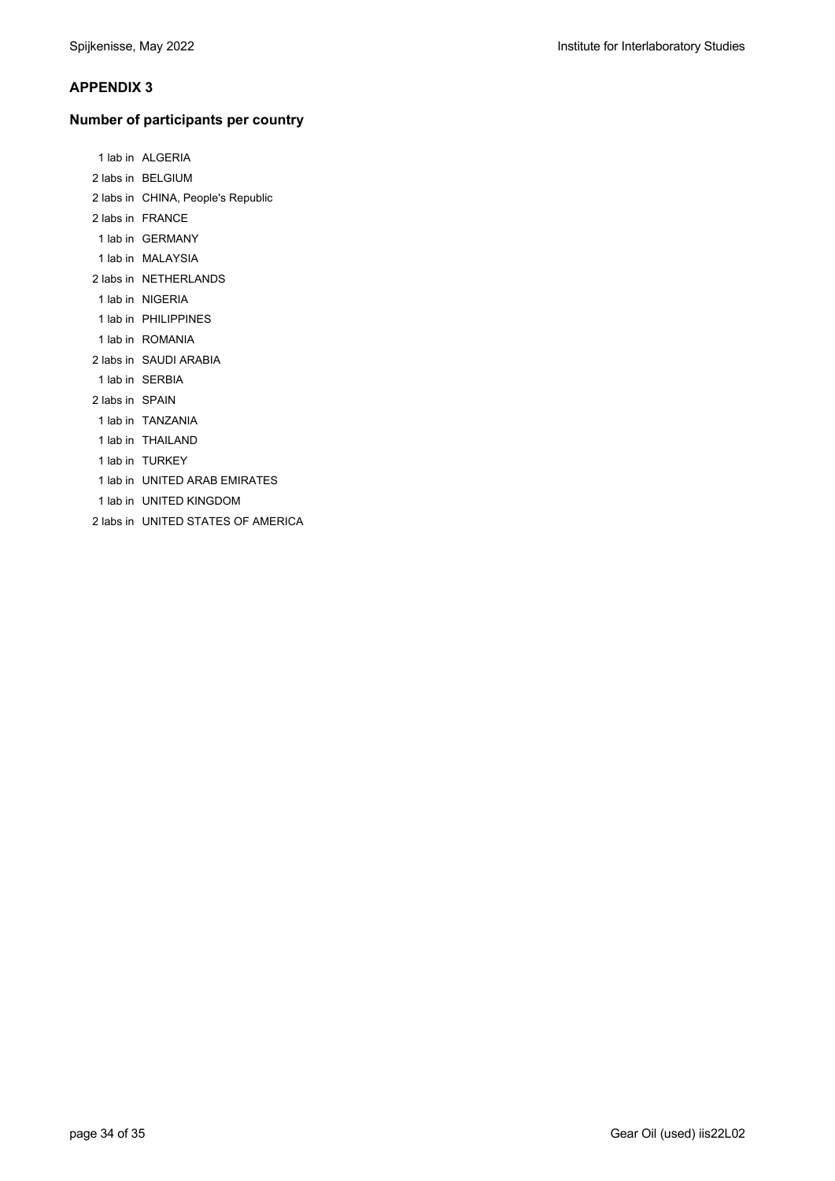## APPENDIX 3

### Number of participants per country

1 lab in ALGERIA
2 labs in BELGIUM
2 labs in CHINA, People's Republic
2 labs in FRANCE
1 lab in GERMANY
1 lab in MALAYSIA
2 labs in NETHERLANDS
1 lab in NIGERIA
1 lab in PHILIPPINES
1 lab in ROMANIA
2 labs in SAUDI ARABIA
1 lab in SERBIA
2 labs in SPAIN
1 lab in TANZANIA
1 lab in THAILAND
1 lab in TURKEY
1 lab in UNITED ARAB EMIRATES
1 lab in UNITED KINGDOM
2 labs in UNITED STATES OF AMERICA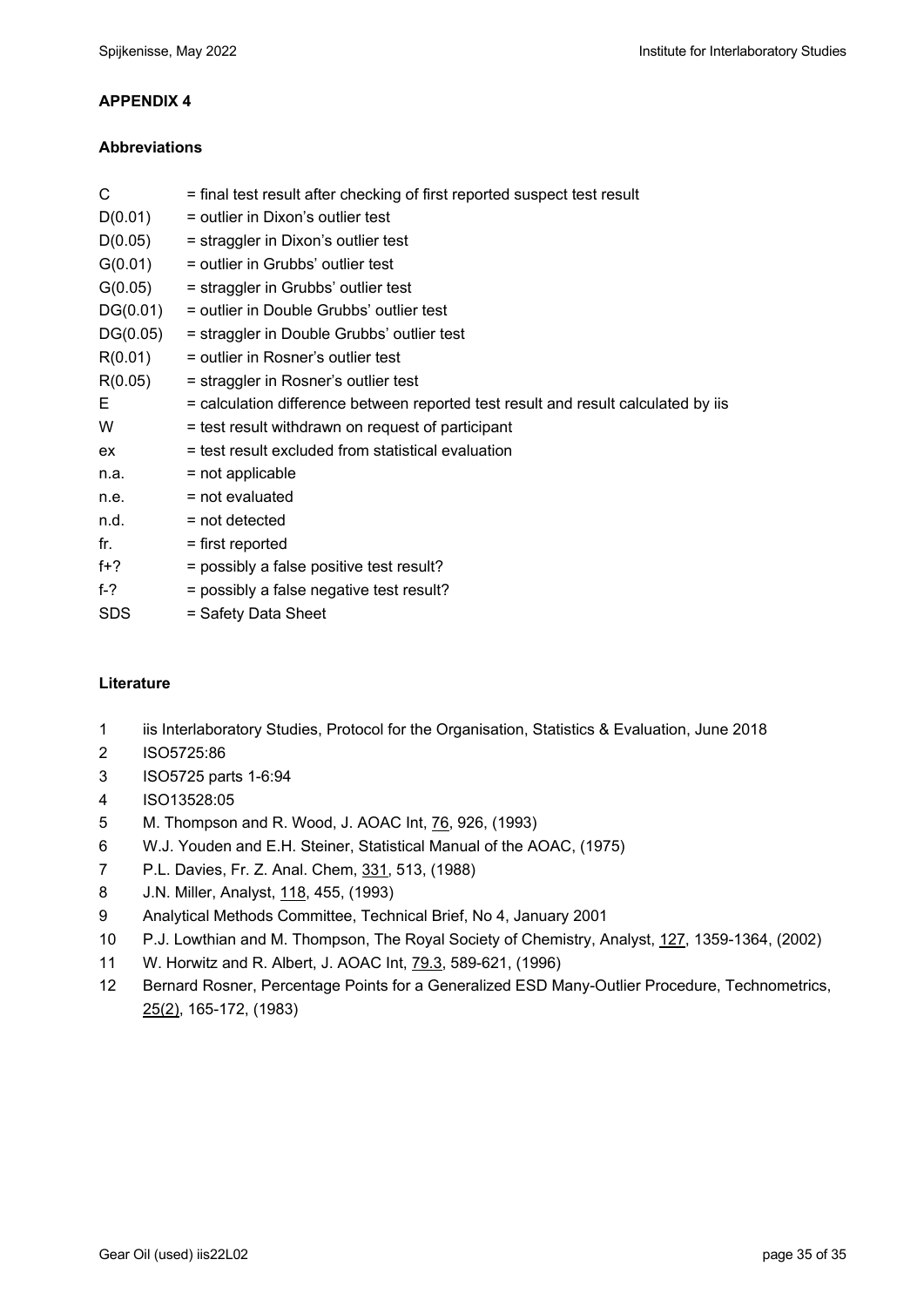**APPENDIX 4**

**Abbreviations**

| | |
|---|---|
| C | = final test result after checking of first reported suspect test result |
| D(0.01) | = outlier in Dixon's outlier test |
| D(0.05) | = straggler in Dixon's outlier test |
| G(0.01) | = outlier in Grubbs' outlier test |
| G(0.05) | = straggler in Grubbs' outlier test |
| DG(0.01) | = outlier in Double Grubbs' outlier test |
| DG(0.05) | = straggler in Double Grubbs' outlier test |
| R(0.01) | = outlier in Rosner's outlier test |
| R(0.05) | = straggler in Rosner's outlier test |
| E | = calculation difference between reported test result and result calculated by iis |
| W | = test result withdrawn on request of participant |
| ex | = test result excluded from statistical evaluation |
| n.a. | = not applicable |
| n.e. | = not evaluated |
| n.d. | = not detected |
| fr. | = first reported |
| f+? | = possibly a false positive test result? |
| f-? | = possibly a false negative test result? |
| SDS | = Safety Data Sheet |

**Literature**

1. iis Interlaboratory Studies, Protocol for the Organisation, Statistics & Evaluation, June 2018
2. ISO5725:86
3. ISO5725 parts 1-6:94
4. ISO13528:05
5. M. Thompson and R. Wood, J. AOAC Int, 76, 926, (1993)
6. W.J. Youden and E.H. Steiner, Statistical Manual of the AOAC, (1975)
7. P.L. Davies, Fr. Z. Anal. Chem, 331, 513, (1988)
8. J.N. Miller, Analyst, 118, 455, (1993)
9. Analytical Methods Committee, Technical Brief, No 4, January 2001
10. P.J. Lowthian and M. Thompson, The Royal Society of Chemistry, Analyst, 127, 1359-1364, (2002)
11. W. Horwitz and R. Albert, J. AOAC Int, 79.3, 589-621, (1996)
12. Bernard Rosner, Percentage Points for a Generalized ESD Many-Outlier Procedure, Technometrics, 25(2), 165-172, (1983)